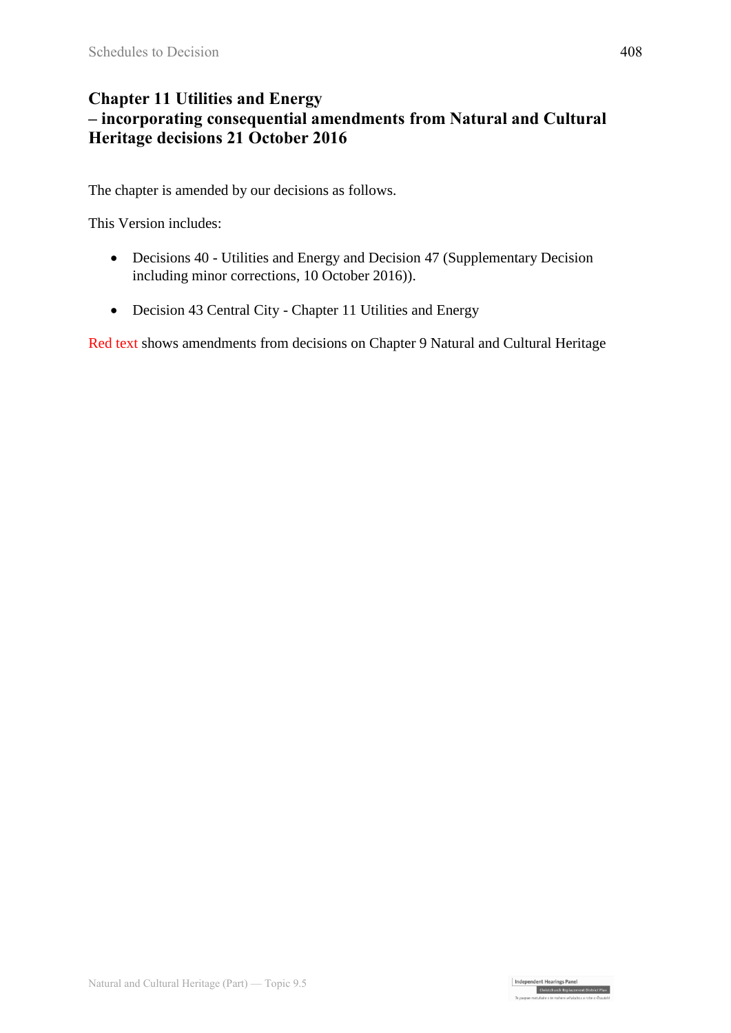# Chapter 11 Utilities and Energy
# – incorporating consequential amendments from Natural and Cultural Heritage decisions 21 October 2016

The chapter is amended by our decisions as follows.

This Version includes:

- Decisions 40 - Utilities and Energy and Decision 47 (Supplementary Decision including minor corrections, 10 October 2016)).
- Decision 43 Central City - Chapter 11 Utilities and Energy

Red text shows amendments from decisions on Chapter 9 Natural and Cultural Heritage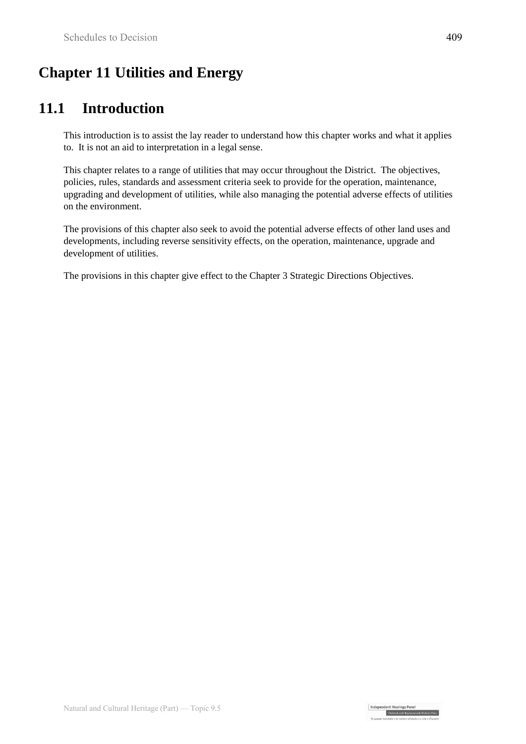# Chapter 11 Utilities and Energy

## 11.1 Introduction

This introduction is to assist the lay reader to understand how this chapter works and what it applies to. It is not an aid to interpretation in a legal sense.

This chapter relates to a range of utilities that may occur throughout the District. The objectives, policies, rules, standards and assessment criteria seek to provide for the operation, maintenance, upgrading and development of utilities, while also managing the potential adverse effects of utilities on the environment.

The provisions of this chapter also seek to avoid the potential adverse effects of other land uses and developments, including reverse sensitivity effects, on the operation, maintenance, upgrade and development of utilities.

The provisions in this chapter give effect to the Chapter 3 Strategic Directions Objectives.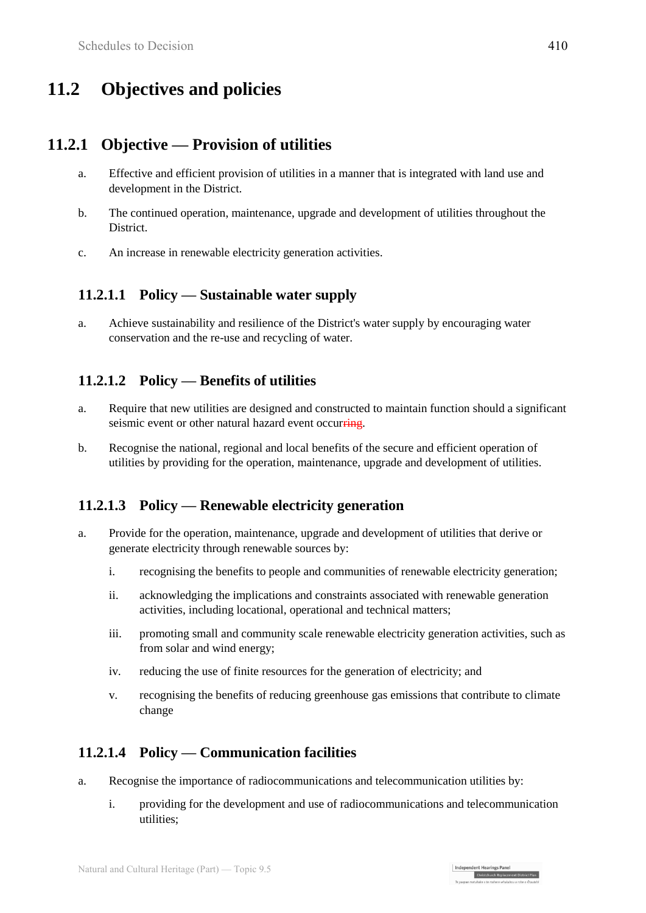## 11.2 Objectives and policies

### 11.2.1 Objective — Provision of utilities

a. Effective and efficient provision of utilities in a manner that is integrated with land use and development in the District.

b. The continued operation, maintenance, upgrade and development of utilities throughout the District.

c. An increase in renewable electricity generation activities.

#### 11.2.1.1 Policy — Sustainable water supply

a. Achieve sustainability and resilience of the District's water supply by encouraging water conservation and the re-use and recycling of water.

#### 11.2.1.2 Policy — Benefits of utilities

a. Require that new utilities are designed and constructed to maintain function should a significant seismic event or other natural hazard event occur~~ring~~.

b. Recognise the national, regional and local benefits of the secure and efficient operation of utilities by providing for the operation, maintenance, upgrade and development of utilities.

#### 11.2.1.3 Policy — Renewable electricity generation

a. Provide for the operation, maintenance, upgrade and development of utilities that derive or generate electricity through renewable sources by:

   i. recognising the benefits to people and communities of renewable electricity generation;

   ii. acknowledging the implications and constraints associated with renewable generation activities, including locational, operational and technical matters;

   iii. promoting small and community scale renewable electricity generation activities, such as from solar and wind energy;

   iv. reducing the use of finite resources for the generation of electricity; and

   v. recognising the benefits of reducing greenhouse gas emissions that contribute to climate change

#### 11.2.1.4 Policy — Communication facilities

a. Recognise the importance of radiocommunications and telecommunication utilities by:

   i. providing for the development and use of radiocommunications and telecommunication utilities;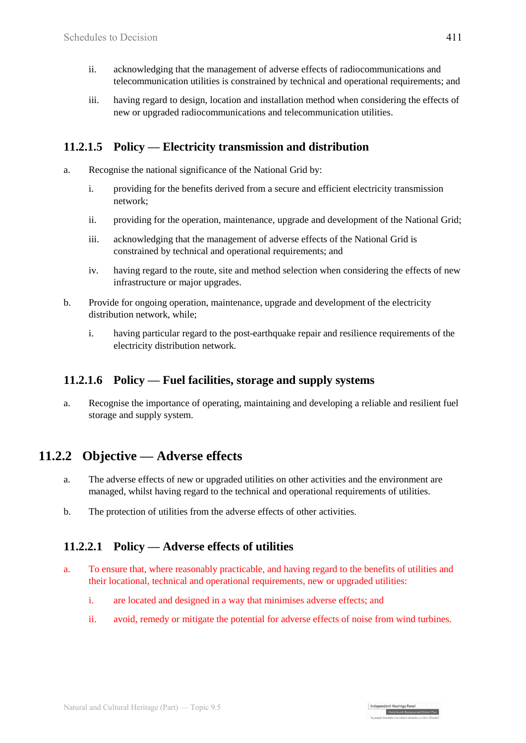ii. acknowledging that the management of adverse effects of radiocommunications and telecommunication utilities is constrained by technical and operational requirements; and

iii. having regard to design, location and installation method when considering the effects of new or upgraded radiocommunications and telecommunication utilities.

### 11.2.1.5 Policy — Electricity transmission and distribution

a. Recognise the national significance of the National Grid by:

   i. providing for the benefits derived from a secure and efficient electricity transmission network;

   ii. providing for the operation, maintenance, upgrade and development of the National Grid;

   iii. acknowledging that the management of adverse effects of the National Grid is constrained by technical and operational requirements; and

   iv. having regard to the route, site and method selection when considering the effects of new infrastructure or major upgrades.

b. Provide for ongoing operation, maintenance, upgrade and development of the electricity distribution network, while;

   i. having particular regard to the post-earthquake repair and resilience requirements of the electricity distribution network.

### 11.2.1.6 Policy — Fuel facilities, storage and supply systems

a. Recognise the importance of operating, maintaining and developing a reliable and resilient fuel storage and supply system.

## 11.2.2 Objective — Adverse effects

a. The adverse effects of new or upgraded utilities on other activities and the environment are managed, whilst having regard to the technical and operational requirements of utilities.

b. The protection of utilities from the adverse effects of other activities.

### 11.2.2.1 Policy — Adverse effects of utilities

a. To ensure that, where reasonably practicable, and having regard to the benefits of utilities and their locational, technical and operational requirements, new or upgraded utilities:

   i. are located and designed in a way that minimises adverse effects; and

   ii. avoid, remedy or mitigate the potential for adverse effects of noise from wind turbines.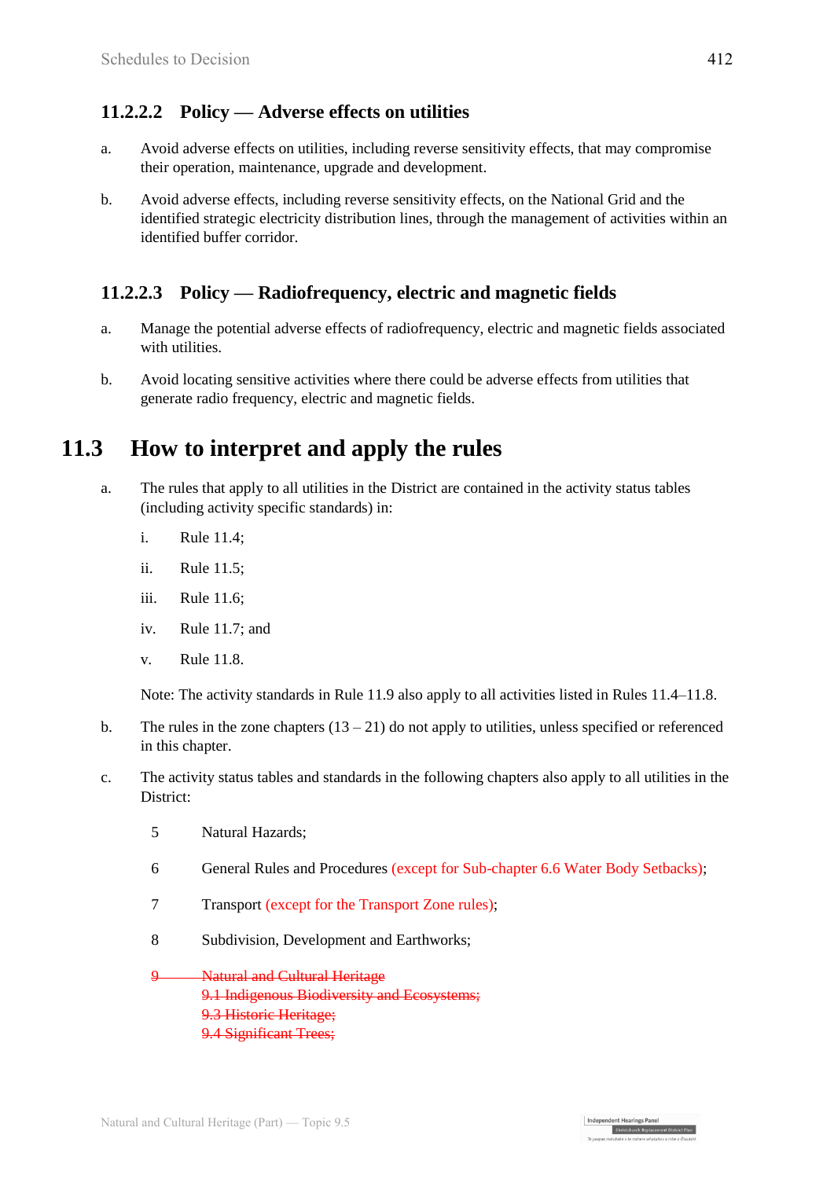### 11.2.2.2 Policy — Adverse effects on utilities

a. Avoid adverse effects on utilities, including reverse sensitivity effects, that may compromise their operation, maintenance, upgrade and development.

b. Avoid adverse effects, including reverse sensitivity effects, on the National Grid and the identified strategic electricity distribution lines, through the management of activities within an identified buffer corridor.

### 11.2.2.3 Policy — Radiofrequency, electric and magnetic fields

a. Manage the potential adverse effects of radiofrequency, electric and magnetic fields associated with utilities.

b. Avoid locating sensitive activities where there could be adverse effects from utilities that generate radio frequency, electric and magnetic fields.

## 11.3 How to interpret and apply the rules

a. The rules that apply to all utilities in the District are contained in the activity status tables (including activity specific standards) in:

   i. Rule 11.4;

   ii. Rule 11.5;

   iii. Rule 11.6;

   iv. Rule 11.7; and

   v. Rule 11.8.

   Note: The activity standards in Rule 11.9 also apply to all activities listed in Rules 11.4–11.8.

b. The rules in the zone chapters (13 – 21) do not apply to utilities, unless specified or referenced in this chapter.

c. The activity status tables and standards in the following chapters also apply to all utilities in the District:

   5 Natural Hazards;

   6 General Rules and Procedures (except for Sub-chapter 6.6 Water Body Setbacks);

   7 Transport (except for the Transport Zone rules);

   8 Subdivision, Development and Earthworks;

   ~~9 Natural and Cultural Heritage~~
   ~~9.1 Indigenous Biodiversity and Ecosystems;~~
   ~~9.3 Historic Heritage;~~
   ~~9.4 Significant Trees;~~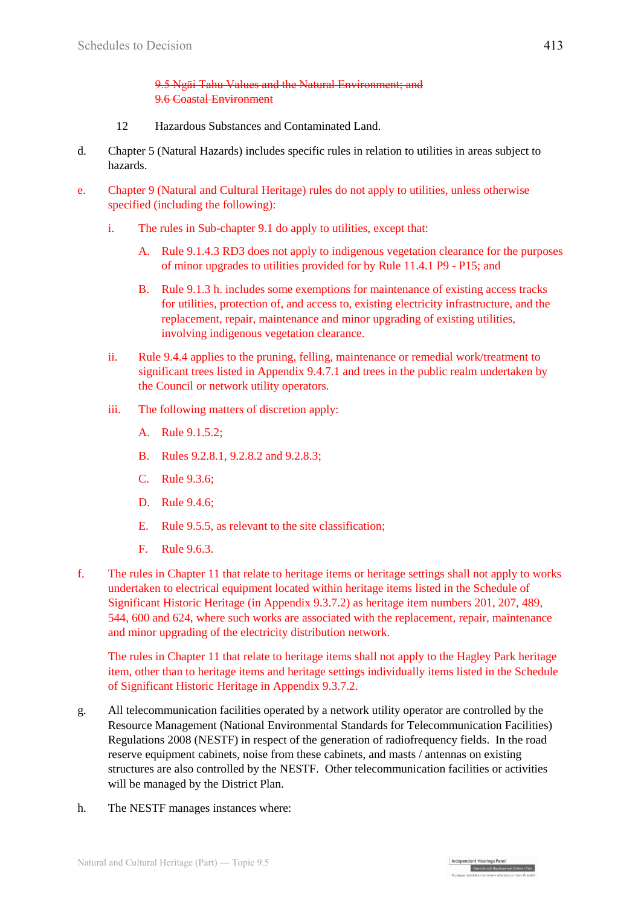~~9.5 Ngāi Tahu Values and the Natural Environment; and~~
~~9.6 Coastal Environment~~

12 Hazardous Substances and Contaminated Land.

d. Chapter 5 (Natural Hazards) includes specific rules in relation to utilities in areas subject to hazards.

e. Chapter 9 (Natural and Cultural Heritage) rules do not apply to utilities, unless otherwise specified (including the following):

  i. The rules in Sub-chapter 9.1 do apply to utilities, except that:

    A. Rule 9.1.4.3 RD3 does not apply to indigenous vegetation clearance for the purposes of minor upgrades to utilities provided for by Rule 11.4.1 P9 - P15; and

    B. Rule 9.1.3 h. includes some exemptions for maintenance of existing access tracks for utilities, protection of, and access to, existing electricity infrastructure, and the replacement, repair, maintenance and minor upgrading of existing utilities, involving indigenous vegetation clearance.

  ii. Rule 9.4.4 applies to the pruning, felling, maintenance or remedial work/treatment to significant trees listed in Appendix 9.4.7.1 and trees in the public realm undertaken by the Council or network utility operators.

  iii. The following matters of discretion apply:

    A. Rule 9.1.5.2;

    B. Rules 9.2.8.1, 9.2.8.2 and 9.2.8.3;

    C. Rule 9.3.6;

    D. Rule 9.4.6;

    E. Rule 9.5.5, as relevant to the site classification;

    F. Rule 9.6.3.

f. The rules in Chapter 11 that relate to heritage items or heritage settings shall not apply to works undertaken to electrical equipment located within heritage items listed in the Schedule of Significant Historic Heritage (in Appendix 9.3.7.2) as heritage item numbers 201, 207, 489, 544, 600 and 624, where such works are associated with the replacement, repair, maintenance and minor upgrading of the electricity distribution network.

  The rules in Chapter 11 that relate to heritage items shall not apply to the Hagley Park heritage item, other than to heritage items and heritage settings individually items listed in the Schedule of Significant Historic Heritage in Appendix 9.3.7.2.

g. All telecommunication facilities operated by a network utility operator are controlled by the Resource Management (National Environmental Standards for Telecommunication Facilities) Regulations 2008 (NESTF) in respect of the generation of radiofrequency fields. In the road reserve equipment cabinets, noise from these cabinets, and masts / antennas on existing structures are also controlled by the NESTF. Other telecommunication facilities or activities will be managed by the District Plan.

h. The NESTF manages instances where: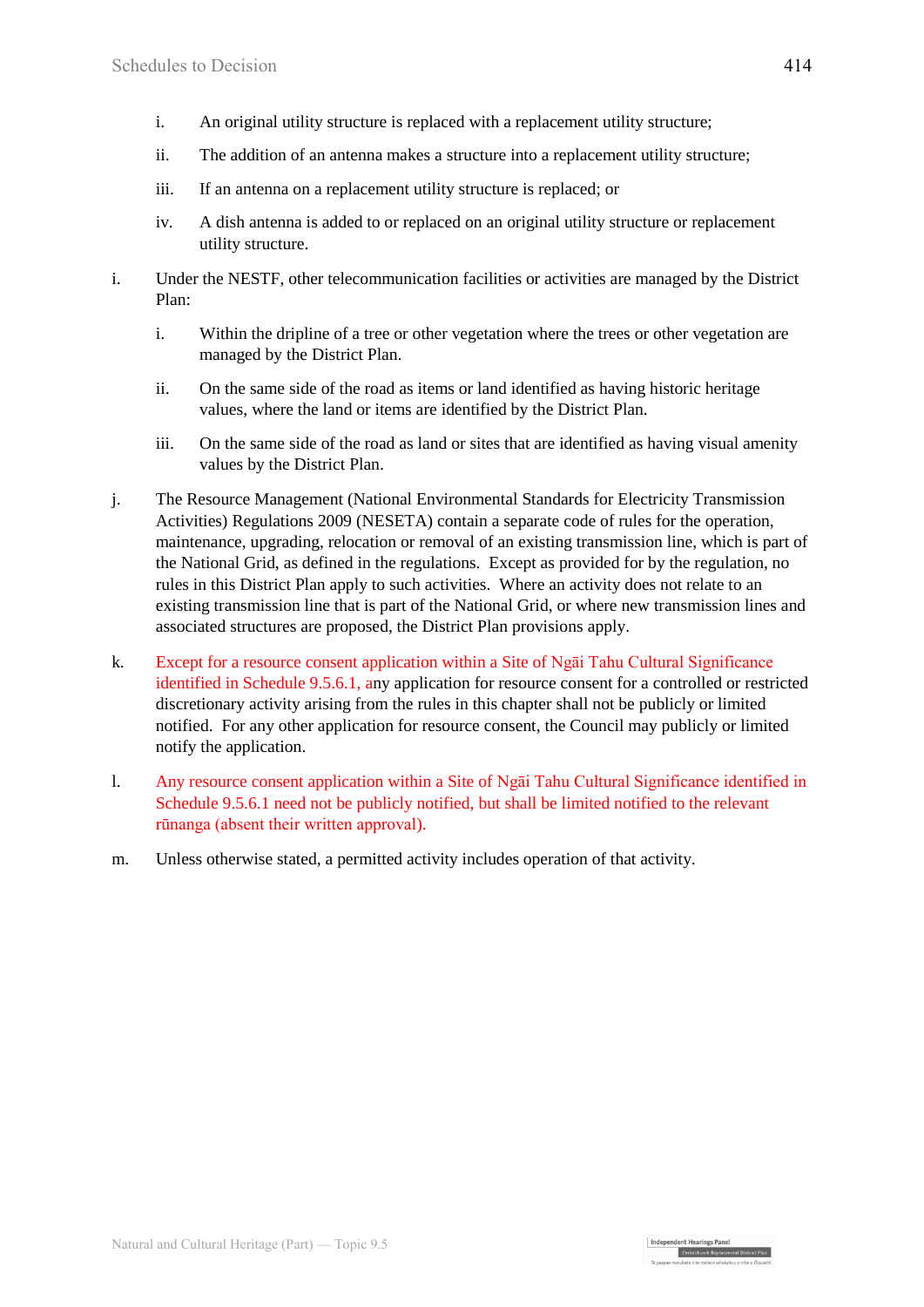i. An original utility structure is replaced with a replacement utility structure;

   ii. The addition of an antenna makes a structure into a replacement utility structure;

   iii. If an antenna on a replacement utility structure is replaced; or

   iv. A dish antenna is added to or replaced on an original utility structure or replacement utility structure.

i. Under the NESTF, other telecommunication facilities or activities are managed by the District Plan:

   i. Within the dripline of a tree or other vegetation where the trees or other vegetation are managed by the District Plan.

   ii. On the same side of the road as items or land identified as having historic heritage values, where the land or items are identified by the District Plan.

   iii. On the same side of the road as land or sites that are identified as having visual amenity values by the District Plan.

j. The Resource Management (National Environmental Standards for Electricity Transmission Activities) Regulations 2009 (NESETA) contain a separate code of rules for the operation, maintenance, upgrading, relocation or removal of an existing transmission line, which is part of the National Grid, as defined in the regulations. Except as provided for by the regulation, no rules in this District Plan apply to such activities. Where an activity does not relate to an existing transmission line that is part of the National Grid, or where new transmission lines and associated structures are proposed, the District Plan provisions apply.

k. Except for a resource consent application within a Site of Ngāi Tahu Cultural Significance identified in Schedule 9.5.6.1, any application for resource consent for a controlled or restricted discretionary activity arising from the rules in this chapter shall not be publicly or limited notified. For any other application for resource consent, the Council may publicly or limited notify the application.

l. Any resource consent application within a Site of Ngāi Tahu Cultural Significance identified in Schedule 9.5.6.1 need not be publicly notified, but shall be limited notified to the relevant rūnanga (absent their written approval).

m. Unless otherwise stated, a permitted activity includes operation of that activity.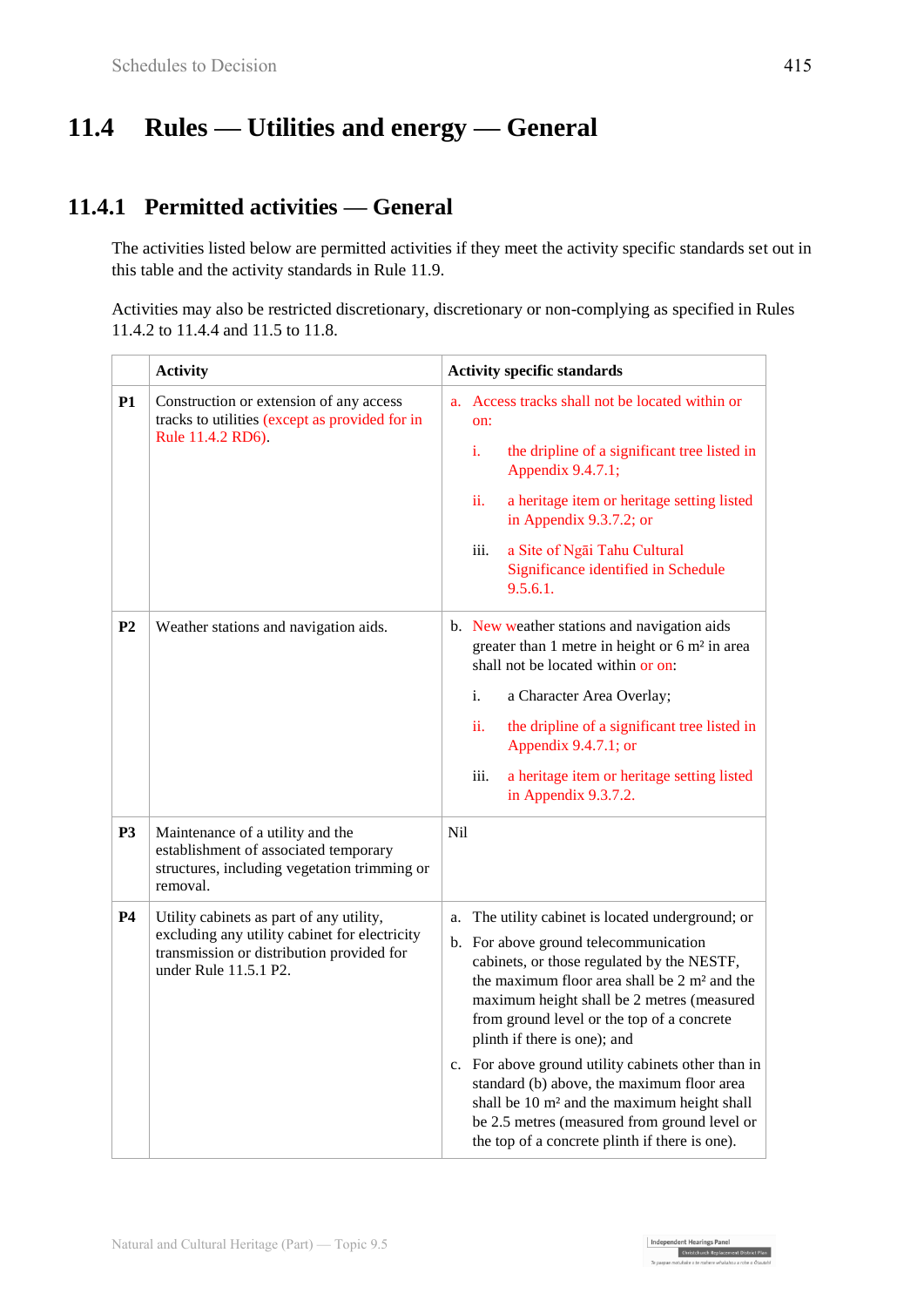## 11.4 Rules — Utilities and energy — General

### 11.4.1 Permitted activities — General

The activities listed below are permitted activities if they meet the activity specific standards set out in this table and the activity standards in Rule 11.9.

Activities may also be restricted discretionary, discretionary or non-complying as specified in Rules 11.4.2 to 11.4.4 and 11.5 to 11.8.

| | Activity | Activity specific standards |
|---|---|---|
| **P1** | Construction or extension of any access tracks to utilities (except as provided for in Rule 11.4.2 RD6). | a. Access tracks shall not be located within or on:<br>i. the dripline of a significant tree listed in Appendix 9.4.7.1;<br>ii. a heritage item or heritage setting listed in Appendix 9.3.7.2; or<br>iii. a Site of Ngāi Tahu Cultural Significance identified in Schedule 9.5.6.1. |
| **P2** | Weather stations and navigation aids. | b. New weather stations and navigation aids greater than 1 metre in height or 6 m² in area shall not be located within or on:<br>i. a Character Area Overlay;<br>ii. the dripline of a significant tree listed in Appendix 9.4.7.1; or<br>iii. a heritage item or heritage setting listed in Appendix 9.3.7.2. |
| **P3** | Maintenance of a utility and the establishment of associated temporary structures, including vegetation trimming or removal. | Nil |
| **P4** | Utility cabinets as part of any utility, excluding any utility cabinet for electricity transmission or distribution provided for under Rule 11.5.1 P2. | a. The utility cabinet is located underground; or<br>b. For above ground telecommunication cabinets, or those regulated by the NESTF, the maximum floor area shall be 2 m² and the maximum height shall be 2 metres (measured from ground level or the top of a concrete plinth if there is one); and<br>c. For above ground utility cabinets other than in standard (b) above, the maximum floor area shall be 10 m² and the maximum height shall be 2.5 metres (measured from ground level or the top of a concrete plinth if there is one). |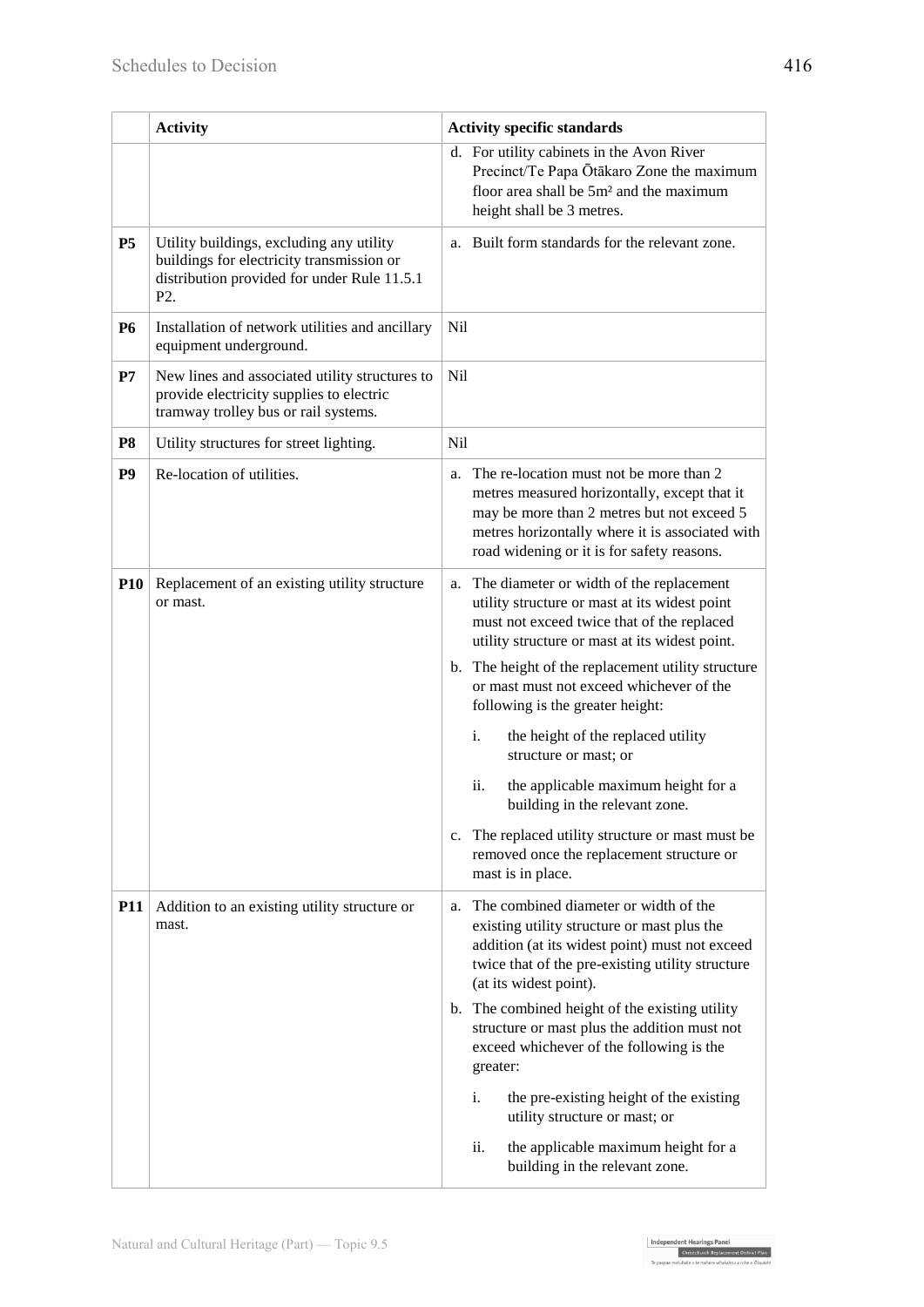| | Activity | Activity specific standards |
|---|---|---|
| | | d. For utility cabinets in the Avon River Precinct/Te Papa Ōtākaro Zone the maximum floor area shall be 5m² and the maximum height shall be 3 metres. |
| **P5** | Utility buildings, excluding any utility buildings for electricity transmission or distribution provided for under Rule 11.5.1 P2. | a. Built form standards for the relevant zone. |
| **P6** | Installation of network utilities and ancillary equipment underground. | Nil |
| **P7** | New lines and associated utility structures to provide electricity supplies to electric tramway trolley bus or rail systems. | Nil |
| **P8** | Utility structures for street lighting. | Nil |
| **P9** | Re-location of utilities. | a. The re-location must not be more than 2 metres measured horizontally, except that it may be more than 2 metres but not exceed 5 metres horizontally where it is associated with road widening or it is for safety reasons. |
| **P10** | Replacement of an existing utility structure or mast. | a. The diameter or width of the replacement utility structure or mast at its widest point must not exceed twice that of the replaced utility structure or mast at its widest point.<br>b. The height of the replacement utility structure or mast must not exceed whichever of the following is the greater height:<br>i. the height of the replaced utility structure or mast; or<br>ii. the applicable maximum height for a building in the relevant zone.<br>c. The replaced utility structure or mast must be removed once the replacement structure or mast is in place. |
| **P11** | Addition to an existing utility structure or mast. | a. The combined diameter or width of the existing utility structure or mast plus the addition (at its widest point) must not exceed twice that of the pre-existing utility structure (at its widest point).<br>b. The combined height of the existing utility structure or mast plus the addition must not exceed whichever of the following is the greater:<br>i. the pre-existing height of the existing utility structure or mast; or<br>ii. the applicable maximum height for a building in the relevant zone. |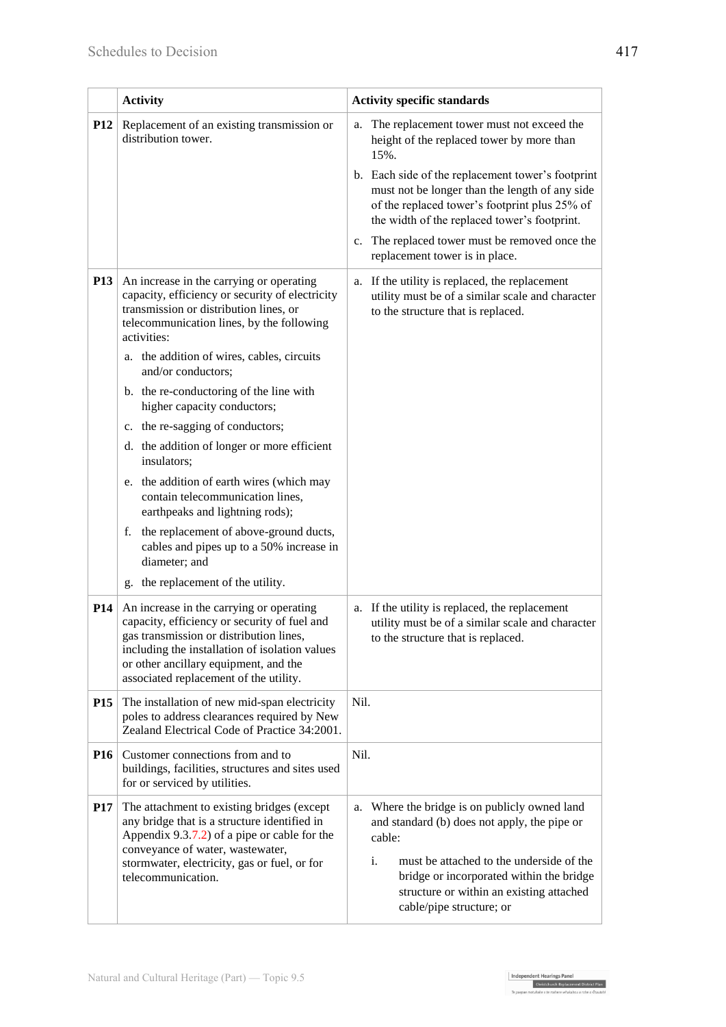| | Activity | Activity specific standards |
|---|---|---|
| **P12** | Replacement of an existing transmission or distribution tower. | a. The replacement tower must not exceed the height of the replaced tower by more than 15%.<br><br>b. Each side of the replacement tower's footprint must not be longer than the length of any side of the replaced tower's footprint plus 25% of the width of the replaced tower's footprint.<br><br>c. The replaced tower must be removed once the replacement tower is in place. |
| **P13** | An increase in the carrying or operating capacity, efficiency or security of electricity transmission or distribution lines, or telecommunication lines, by the following activities:<br><br>a. the addition of wires, cables, circuits and/or conductors;<br><br>b. the re-conducting of the line with higher capacity conductors;<br><br>c. the re-sagging of conductors;<br><br>d. the addition of longer or more efficient insulators;<br><br>e. the addition of earth wires (which may contain telecommunication lines, earthpeaks and lightning rods);<br><br>f. the replacement of above-ground ducts, cables and pipes up to a 50% increase in diameter; and<br><br>g. the replacement of the utility. | a. If the utility is replaced, the replacement utility must be of a similar scale and character to the structure that is replaced. |
| **P14** | An increase in the carrying or operating capacity, efficiency or security of fuel and gas transmission or distribution lines, including the installation of isolation values or other ancillary equipment, and the associated replacement of the utility. | a. If the utility is replaced, the replacement utility must be of a similar scale and character to the structure that is replaced. |
| **P15** | The installation of new mid-span electricity poles to address clearances required by New Zealand Electrical Code of Practice 34:2001. | Nil. |
| **P16** | Customer connections from and to buildings, facilities, structures and sites used for or serviced by utilities. | Nil. |
| **P17** | The attachment to existing bridges (except any bridge that is a structure identified in Appendix 9.3.7.2) of a pipe or cable for the conveyance of water, wastewater, stormwater, electricity, gas or fuel, or for telecommunication. | a. Where the bridge is on publicly owned land and standard (b) does not apply, the pipe or cable:<br><br>i. must be attached to the underside of the bridge or incorporated within the bridge structure or within an existing attached cable/pipe structure; or |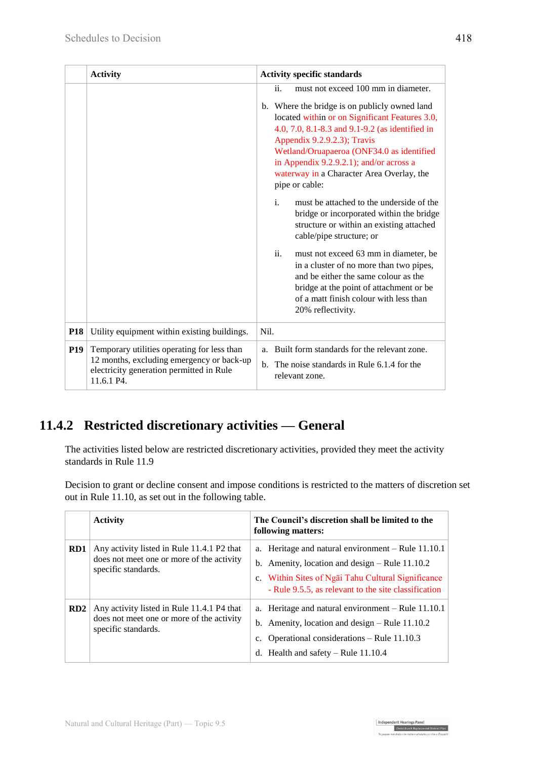| | Activity | Activity specific standards |
|---|---|---|
| | | ii. must not exceed 100 mm in diameter.<br><br>b. Where the bridge is on publicly owned land located within or on Significant Features 3.0, 4.0, 7.0, 8.1-8.3 and 9.1-9.2 (as identified in Appendix 9.2.9.2.3); Travis Wetland/Oruapaeroa (ONF34.0 as identified in Appendix 9.2.9.2.1); and/or across a waterway in a Character Area Overlay, the pipe or cable:<br><br>i. must be attached to the underside of the bridge or incorporated within the bridge structure or within an existing attached cable/pipe structure; or<br><br>ii. must not exceed 63 mm in diameter, be in a cluster of no more than two pipes, and be either the same colour as the bridge at the point of attachment or be of a matt finish colour with less than 20% reflectivity. |
| **P18** | Utility equipment within existing buildings. | Nil. |
| **P19** | Temporary utilities operating for less than 12 months, excluding emergency or back-up electricity generation permitted in Rule 11.6.1 P4. | a. Built form standards for the relevant zone.<br><br>b. The noise standards in Rule 6.1.4 for the relevant zone. |

## 11.4.2 Restricted discretionary activities — General

The activities listed below are restricted discretionary activities, provided they meet the activity standards in Rule 11.9

Decision to grant or decline consent and impose conditions is restricted to the matters of discretion set out in Rule 11.10, as set out in the following table.

| | Activity | The Council's discretion shall be limited to the following matters: |
|---|---|---|
| **RD1** | Any activity listed in Rule 11.4.1 P2 that does not meet one or more of the activity specific standards. | a. Heritage and natural environment – Rule 11.10.1<br><br>b. Amenity, location and design – Rule 11.10.2<br><br>c. Within Sites of Ngāi Tahu Cultural Significance - Rule 9.5.5, as relevant to the site classification |
| **RD2** | Any activity listed in Rule 11.4.1 P4 that does not meet one or more of the activity specific standards. | a. Heritage and natural environment – Rule 11.10.1<br><br>b. Amenity, location and design – Rule 11.10.2<br><br>c. Operational considerations – Rule 11.10.3<br><br>d. Health and safety – Rule 11.10.4 |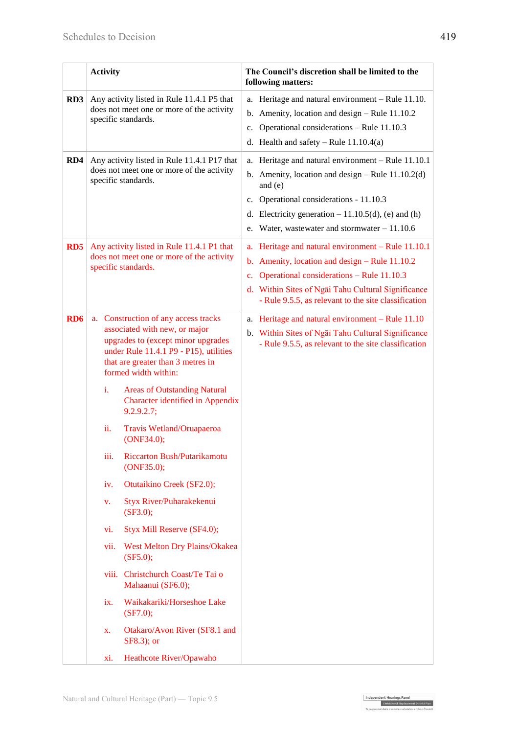| | Activity | The Council's discretion shall be limited to the following matters: |
|---|---|---|
| **RD3** | Any activity listed in Rule 11.4.1 P5 that does not meet one or more of the activity specific standards. | a. Heritage and natural environment – Rule 11.10.<br>b. Amenity, location and design – Rule 11.10.2<br>c. Operational considerations – Rule 11.10.3<br>d. Health and safety – Rule 11.10.4(a) |
| **RD4** | Any activity listed in Rule 11.4.1 P17 that does not meet one or more of the activity specific standards. | a. Heritage and natural environment – Rule 11.10.1<br>b. Amenity, location and design – Rule 11.10.2(d) and (e)<br>c. Operational considerations - 11.10.3<br>d. Electricity generation – 11.10.5(d), (e) and (h)<br>e. Water, wastewater and stormwater – 11.10.6 |
| **RD5** | Any activity listed in Rule 11.4.1 P1 that does not meet one or more of the activity specific standards. | a. Heritage and natural environment – Rule 11.10.1<br>b. Amenity, location and design – Rule 11.10.2<br>c. Operational considerations – Rule 11.10.3<br>d. Within Sites of Ngāi Tahu Cultural Significance - Rule 9.5.5, as relevant to the site classification |
| **RD6** | a. Construction of any access tracks associated with new, or major upgrades to (except minor upgrades under Rule 11.4.1 P9 - P15), utilities that are greater than 3 metres in formed width within:<br>i. Areas of Outstanding Natural Character identified in Appendix 9.2.9.2.7;<br>ii. Travis Wetland/Oruapaeroa (ONF34.0);<br>iii. Riccarton Bush/Putarikamotu (ONF35.0);<br>iv. Otutaikino Creek (SF2.0);<br>v. Styx River/Puharakekenui (SF3.0);<br>vi. Styx Mill Reserve (SF4.0);<br>vii. West Melton Dry Plains/Okakea (SF5.0);<br>viii. Christchurch Coast/Te Tai o Mahaanui (SF6.0);<br>ix. Waikakariki/Horseshoe Lake (SF7.0);<br>x. Otakaro/Avon River (SF8.1 and SF8.3); or<br>xi. Heathcote River/Opawaho | a. Heritage and natural environment – Rule 11.10<br>b. Within Sites of Ngāi Tahu Cultural Significance - Rule 9.5.5, as relevant to the site classification |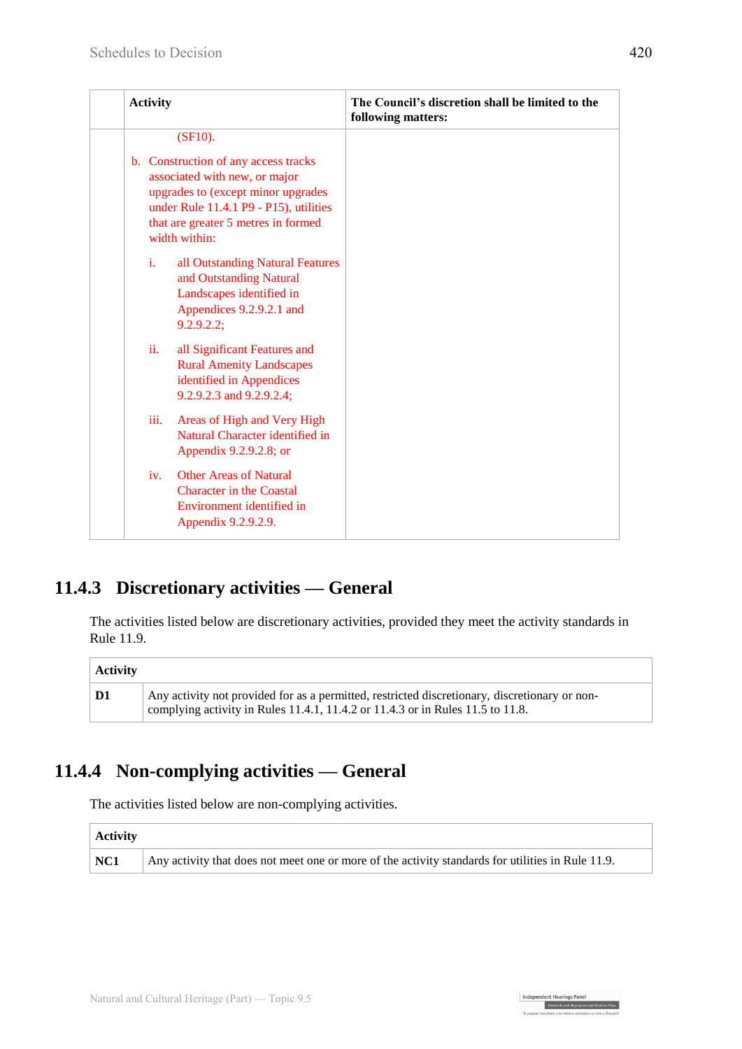| | Activity | The Council's discretion shall be limited to the following matters: |
|---|---|---|
| | (SF10).<br><br>b. Construction of any access tracks associated with new, or major upgrades to (except minor upgrades under Rule 11.4.1 P9 - P15), utilities that are greater 5 metres in formed width within:<br><br>i. all Outstanding Natural Features and Outstanding Natural Landscapes identified in Appendices 9.2.9.2.1 and 9.2.9.2.2;<br><br>ii. all Significant Features and Rural Amenity Landscapes identified in Appendices 9.2.9.2.3 and 9.2.9.2.4;<br><br>iii. Areas of High and Very High Natural Character identified in Appendix 9.2.9.2.8; or<br><br>iv. Other Areas of Natural Character in the Coastal Environment identified in Appendix 9.2.9.2.9. | |

## 11.4.3 Discretionary activities — General

The activities listed below are discretionary activities, provided they meet the activity standards in Rule 11.9.

| Activity | |
|---|---|
| **D1** | Any activity not provided for as a permitted, restricted discretionary, discretionary or non-complying activity in Rules 11.4.1, 11.4.2 or 11.4.3 or in Rules 11.5 to 11.8. |

## 11.4.4 Non-complying activities — General

The activities listed below are non-complying activities.

| Activity | |
|---|---|
| **NC1** | Any activity that does not meet one or more of the activity standards for utilities in Rule 11.9. |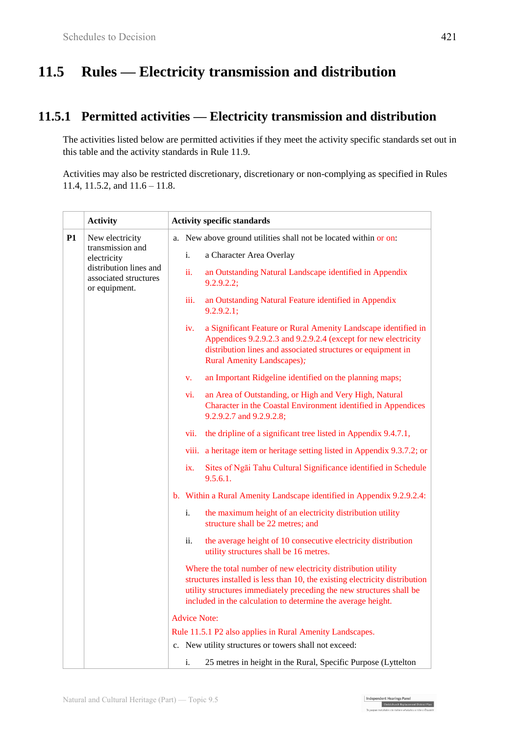## 11.5 Rules — Electricity transmission and distribution

### 11.5.1 Permitted activities — Electricity transmission and distribution

The activities listed below are permitted activities if they meet the activity specific standards set out in this table and the activity standards in Rule 11.9.

Activities may also be restricted discretionary, discretionary or non-complying as specified in Rules 11.4, 11.5.2, and 11.6 – 11.8.

| | Activity | Activity specific standards |
|---|---|---|
| P1 | New electricity transmission and electricity distribution lines and associated structures or equipment. | a. New above ground utilities shall not be located within or on:<br>i. a Character Area Overlay<br>ii. an Outstanding Natural Landscape identified in Appendix 9.2.9.2.2;<br>iii. an Outstanding Natural Feature identified in Appendix 9.2.9.2.1;<br>iv. a Significant Feature or Rural Amenity Landscape identified in Appendices 9.2.9.2.3 and 9.2.9.2.4 (except for new electricity distribution lines and associated structures or equipment in Rural Amenity Landscapes);<br>v. an Important Ridgeline identified on the planning maps;<br>vi. an Area of Outstanding, or High and Very High, Natural Character in the Coastal Environment identified in Appendices 9.2.9.2.7 and 9.2.9.2.8;<br>vii. the dripline of a significant tree listed in Appendix 9.4.7.1,<br>viii. a heritage item or heritage setting listed in Appendix 9.3.7.2; or<br>ix. Sites of Ngāi Tahu Cultural Significance identified in Schedule 9.5.6.1.<br>b. Within a Rural Amenity Landscape identified in Appendix 9.2.9.2.4:<br>i. the maximum height of an electricity distribution utility structure shall be 22 metres; and<br>ii. the average height of 10 consecutive electricity distribution utility structures shall be 16 metres.<br>Where the total number of new electricity distribution utility structures installed is less than 10, the existing electricity distribution utility structures immediately preceding the new structures shall be included in the calculation to determine the average height.<br>Advice Note:<br>Rule 11.5.1 P2 also applies in Rural Amenity Landscapes.<br>c. New utility structures or towers shall not exceed:<br>i. 25 metres in height in the Rural, Specific Purpose (Lyttelton |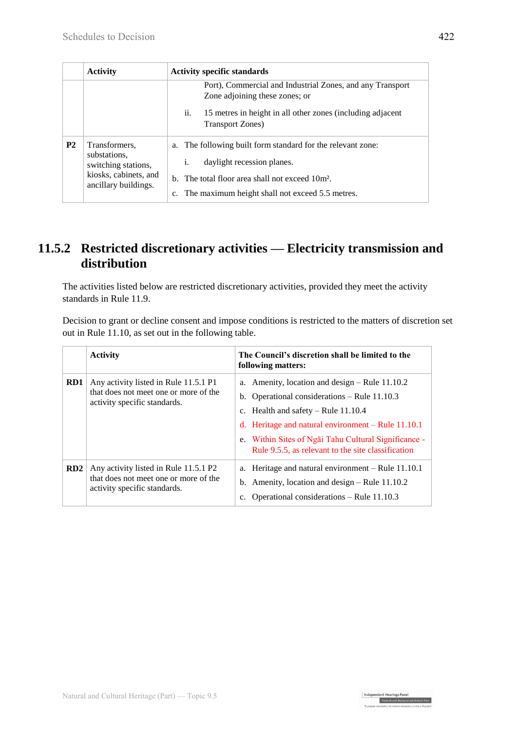| | Activity | Activity specific standards |
|---|---|---|
| | | Port), Commercial and Industrial Zones, and any Transport Zone adjoining these zones; or<br>ii. 15 metres in height in all other zones (including adjacent Transport Zones) |
| **P2** | Transformers, substations, switching stations, kiosks, cabinets, and ancillary buildings. | a. The following built form standard for the relevant zone:<br>i. daylight recession planes.<br>b. The total floor area shall not exceed 10m².<br>c. The maximum height shall not exceed 5.5 metres. |

## 11.5.2 Restricted discretionary activities — Electricity transmission and distribution

The activities listed below are restricted discretionary activities, provided they meet the activity standards in Rule 11.9.

Decision to grant or decline consent and impose conditions is restricted to the matters of discretion set out in Rule 11.10, as set out in the following table.

| | Activity | The Council's discretion shall be limited to the following matters: |
|---|---|---|
| **RD1** | Any activity listed in Rule 11.5.1 P1 that does not meet one or more of the activity specific standards. | a. Amenity, location and design – Rule 11.10.2<br>b. Operational considerations – Rule 11.10.3<br>c. Health and safety – Rule 11.10.4<br>d. Heritage and natural environment – Rule 11.10.1<br>e. Within Sites of Ngāi Tahu Cultural Significance - Rule 9.5.5, as relevant to the site classification |
| **RD2** | Any activity listed in Rule 11.5.1 P2 that does not meet one or more of the activity specific standards. | a. Heritage and natural environment – Rule 11.10.1<br>b. Amenity, location and design – Rule 11.10.2<br>c. Operational considerations – Rule 11.10.3 |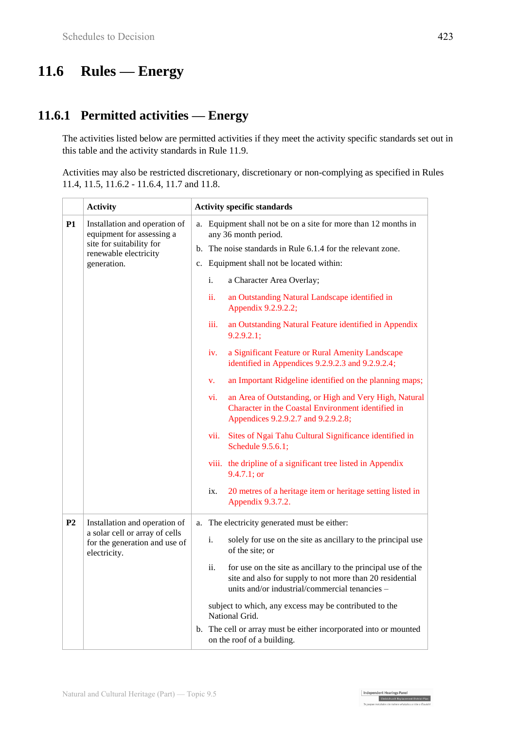## 11.6 Rules — Energy

### 11.6.1 Permitted activities — Energy

The activities listed below are permitted activities if they meet the activity specific standards set out in this table and the activity standards in Rule 11.9.

Activities may also be restricted discretionary, discretionary or non-complying as specified in Rules 11.4, 11.5, 11.6.2 - 11.6.4, 11.7 and 11.8.

| | Activity | Activity specific standards |
|---|---|---|
| **P1** | Installation and operation of equipment for assessing a site for suitability for renewable electricity generation. | a. Equipment shall not be on a site for more than 12 months in any 36 month period.<br>b. The noise standards in Rule 6.1.4 for the relevant zone.<br>c. Equipment shall not be located within:<br>i. a Character Area Overlay;<br>ii. an Outstanding Natural Landscape identified in Appendix 9.2.9.2.2;<br>iii. an Outstanding Natural Feature identified in Appendix 9.2.9.2.1;<br>iv. a Significant Feature or Rural Amenity Landscape identified in Appendices 9.2.9.2.3 and 9.2.9.2.4;<br>v. an Important Ridgeline identified on the planning maps;<br>vi. an Area of Outstanding, or High and Very High, Natural Character in the Coastal Environment identified in Appendices 9.2.9.2.7 and 9.2.9.2.8;<br>vii. Sites of Ngai Tahu Cultural Significance identified in Schedule 9.5.6.1;<br>viii. the dripline of a significant tree listed in Appendix 9.4.7.1; or<br>ix. 20 metres of a heritage item or heritage setting listed in Appendix 9.3.7.2. |
| **P2** | Installation and operation of a solar cell or array of cells for the generation and use of electricity. | a. The electricity generated must be either:<br>i. solely for use on the site as ancillary to the principal use of the site; or<br>ii. for use on the site as ancillary to the principal use of the site and also for supply to not more than 20 residential units and/or industrial/commercial tenancies –<br>subject to which, any excess may be contributed to the National Grid.<br>b. The cell or array must be either incorporated into or mounted on the roof of a building. |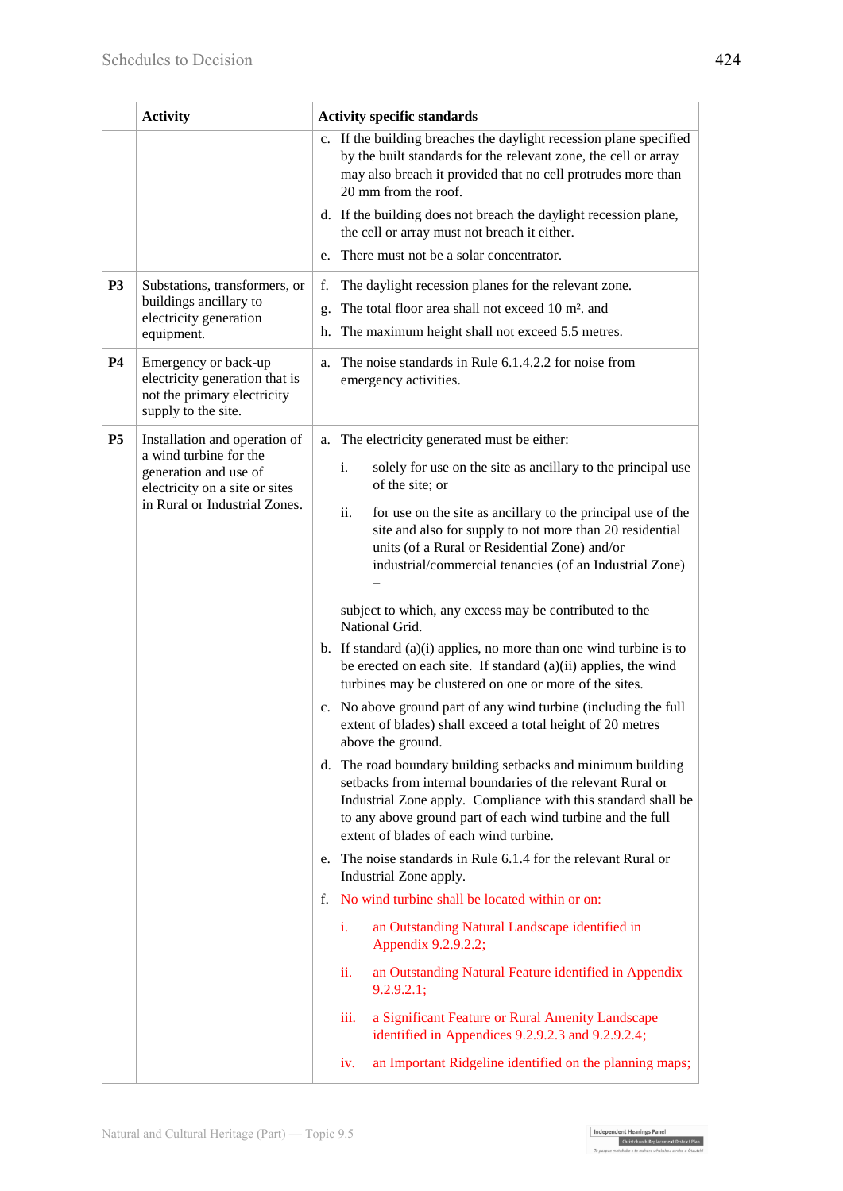| | Activity | Activity specific standards |
|---|---|---|
| | | c. If the building breaches the daylight recession plane specified by the built standards for the relevant zone, the cell or array may also breach it provided that no cell protrudes more than 20 mm from the roof.<br>d. If the building does not breach the daylight recession plane, the cell or array must not breach it either.<br>e. There must not be a solar concentrator. |
| **P3** | Substations, transformers, or buildings ancillary to electricity generation equipment. | f. The daylight recession planes for the relevant zone.<br>g. The total floor area shall not exceed 10 m². and<br>h. The maximum height shall not exceed 5.5 metres. |
| **P4** | Emergency or back-up electricity generation that is not the primary electricity supply to the site. | a. The noise standards in Rule 6.1.4.2.2 for noise from emergency activities. |
| **P5** | Installation and operation of a wind turbine for the generation and use of electricity on a site or sites in Rural or Industrial Zones. | a. The electricity generated must be either:<br>i. solely for use on the site as ancillary to the principal use of the site; or<br>ii. for use on the site as ancillary to the principal use of the site and also for supply to not more than 20 residential units (of a Rural or Residential Zone) and/or industrial/commercial tenancies (of an Industrial Zone) –<br>subject to which, any excess may be contributed to the National Grid.<br>b. If standard (a)(i) applies, no more than one wind turbine is to be erected on each site. If standard (a)(ii) applies, the wind turbines may be clustered on one or more of the sites.<br>c. No above ground part of any wind turbine (including the full extent of blades) shall exceed a total height of 20 metres above the ground.<br>d. The road boundary building setbacks and minimum building setbacks from internal boundaries of the relevant Rural or Industrial Zone apply. Compliance with this standard shall be to any above ground part of each wind turbine and the full extent of blades of each wind turbine.<br>e. The noise standards in Rule 6.1.4 for the relevant Rural or Industrial Zone apply.<br>f. No wind turbine shall be located within or on:<br>i. an Outstanding Natural Landscape identified in Appendix 9.2.9.2.2;<br>ii. an Outstanding Natural Feature identified in Appendix 9.2.9.2.1;<br>iii. a Significant Feature or Rural Amenity Landscape identified in Appendices 9.2.9.2.3 and 9.2.9.2.4;<br>iv. an Important Ridgeline identified on the planning maps; |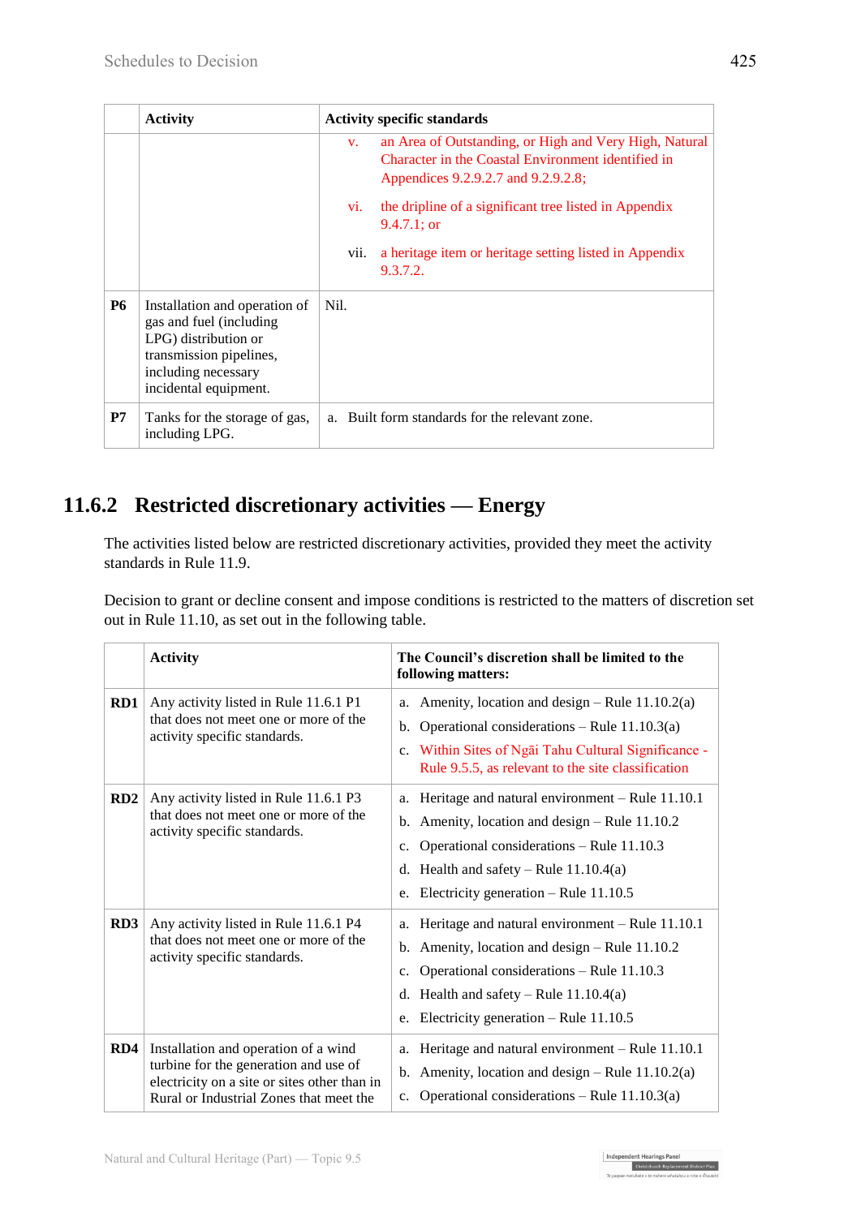| | Activity | Activity specific standards |
|---|---|---|
| | | v. an Area of Outstanding, or High and Very High, Natural Character in the Coastal Environment identified in Appendices 9.2.9.2.7 and 9.2.9.2.8;<br><br>vi. the dripline of a significant tree listed in Appendix 9.4.7.1; or<br><br>vii. a heritage item or heritage setting listed in Appendix 9.3.7.2. |
| **P6** | Installation and operation of gas and fuel (including LPG) distribution or transmission pipelines, including necessary incidental equipment. | Nil. |
| **P7** | Tanks for the storage of gas, including LPG. | a. Built form standards for the relevant zone. |

## 11.6.2 Restricted discretionary activities — Energy

The activities listed below are restricted discretionary activities, provided they meet the activity standards in Rule 11.9.

Decision to grant or decline consent and impose conditions is restricted to the matters of discretion set out in Rule 11.10, as set out in the following table.

| | Activity | The Council's discretion shall be limited to the following matters: |
|---|---|---|
| **RD1** | Any activity listed in Rule 11.6.1 P1 that does not meet one or more of the activity specific standards. | a. Amenity, location and design – Rule 11.10.2(a)<br>b. Operational considerations – Rule 11.10.3(a)<br>c. Within Sites of Ngāi Tahu Cultural Significance - Rule 9.5.5, as relevant to the site classification |
| **RD2** | Any activity listed in Rule 11.6.1 P3 that does not meet one or more of the activity specific standards. | a. Heritage and natural environment – Rule 11.10.1<br>b. Amenity, location and design – Rule 11.10.2<br>c. Operational considerations – Rule 11.10.3<br>d. Health and safety – Rule 11.10.4(a)<br>e. Electricity generation – Rule 11.10.5 |
| **RD3** | Any activity listed in Rule 11.6.1 P4 that does not meet one or more of the activity specific standards. | a. Heritage and natural environment – Rule 11.10.1<br>b. Amenity, location and design – Rule 11.10.2<br>c. Operational considerations – Rule 11.10.3<br>d. Health and safety – Rule 11.10.4(a)<br>e. Electricity generation – Rule 11.10.5 |
| **RD4** | Installation and operation of a wind turbine for the generation and use of electricity on a site or sites other than in Rural or Industrial Zones that meet the | a. Heritage and natural environment – Rule 11.10.1<br>b. Amenity, location and design – Rule 11.10.2(a)<br>c. Operational considerations – Rule 11.10.3(a) |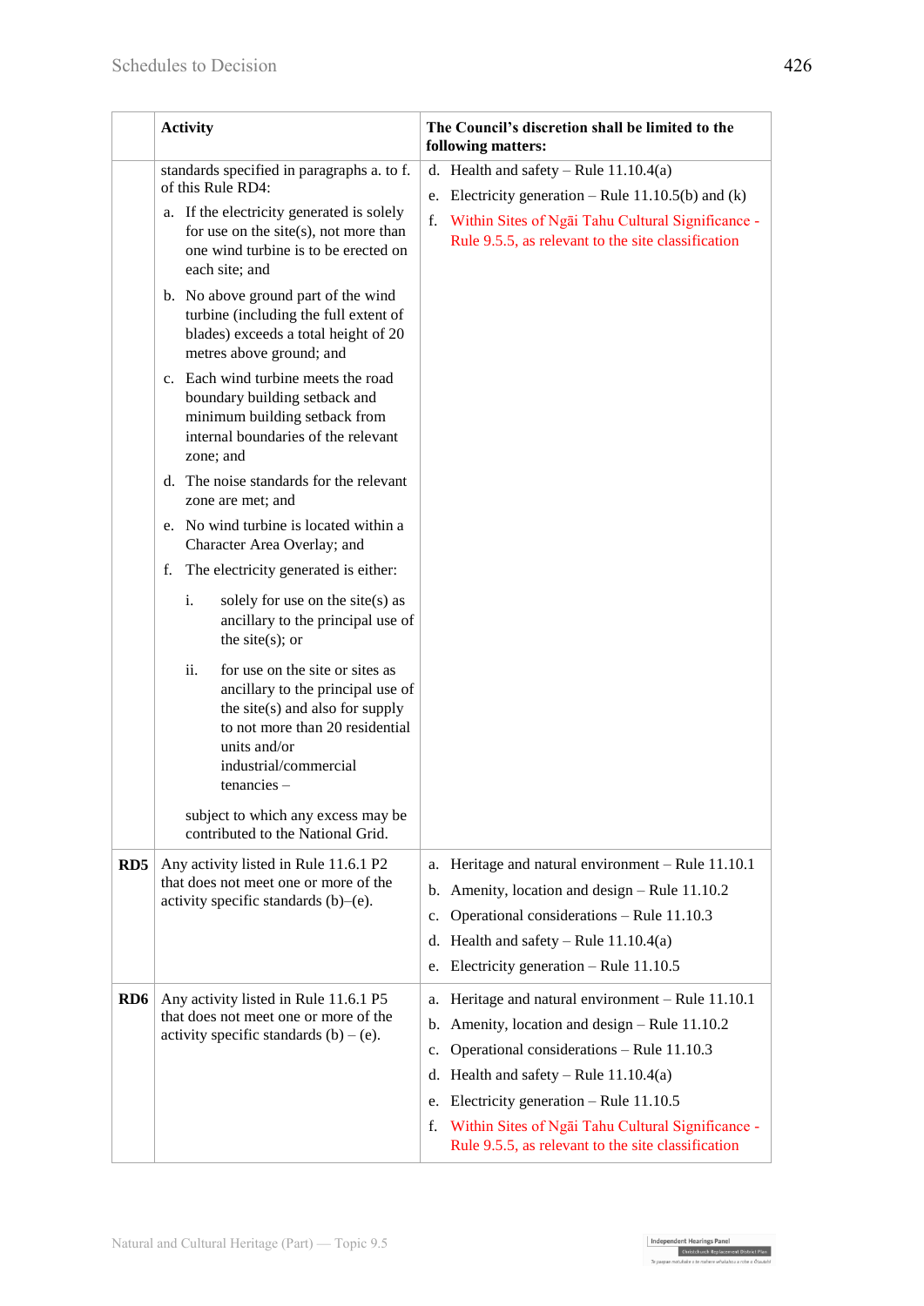| | Activity | The Council's discretion shall be limited to the following matters: |
|---|---|---|
| | standards specified in paragraphs a. to f. of this Rule RD4: <br> a. If the electricity generated is solely for use on the site(s), not more than one wind turbine is to be erected on each site; and <br> b. No above ground part of the wind turbine (including the full extent of blades) exceeds a total height of 20 metres above ground; and <br> c. Each wind turbine meets the road boundary building setback and minimum building setback from internal boundaries of the relevant zone; and <br> d. The noise standards for the relevant zone are met; and <br> e. No wind turbine is located within a Character Area Overlay; and <br> f. The electricity generated is either: <br> i. solely for use on the site(s) as ancillary to the principal use of the site(s); or <br> ii. for use on the site or sites as ancillary to the principal use of the site(s) and also for supply to not more than 20 residential units and/or industrial/commercial tenancies – <br> subject to which any excess may be contributed to the National Grid. | d. Health and safety – Rule 11.10.4(a) <br> e. Electricity generation – Rule 11.10.5(b) and (k) <br> f. Within Sites of Ngāi Tahu Cultural Significance - Rule 9.5.5, as relevant to the site classification |
| **RD5** | Any activity listed in Rule 11.6.1 P2 that does not meet one or more of the activity specific standards (b)–(e). | a. Heritage and natural environment – Rule 11.10.1 <br> b. Amenity, location and design – Rule 11.10.2 <br> c. Operational considerations – Rule 11.10.3 <br> d. Health and safety – Rule 11.10.4(a) <br> e. Electricity generation – Rule 11.10.5 |
| **RD6** | Any activity listed in Rule 11.6.1 P5 that does not meet one or more of the activity specific standards (b) – (e). | a. Heritage and natural environment – Rule 11.10.1 <br> b. Amenity, location and design – Rule 11.10.2 <br> c. Operational considerations – Rule 11.10.3 <br> d. Health and safety – Rule 11.10.4(a) <br> e. Electricity generation – Rule 11.10.5 <br> f. Within Sites of Ngāi Tahu Cultural Significance - Rule 9.5.5, as relevant to the site classification |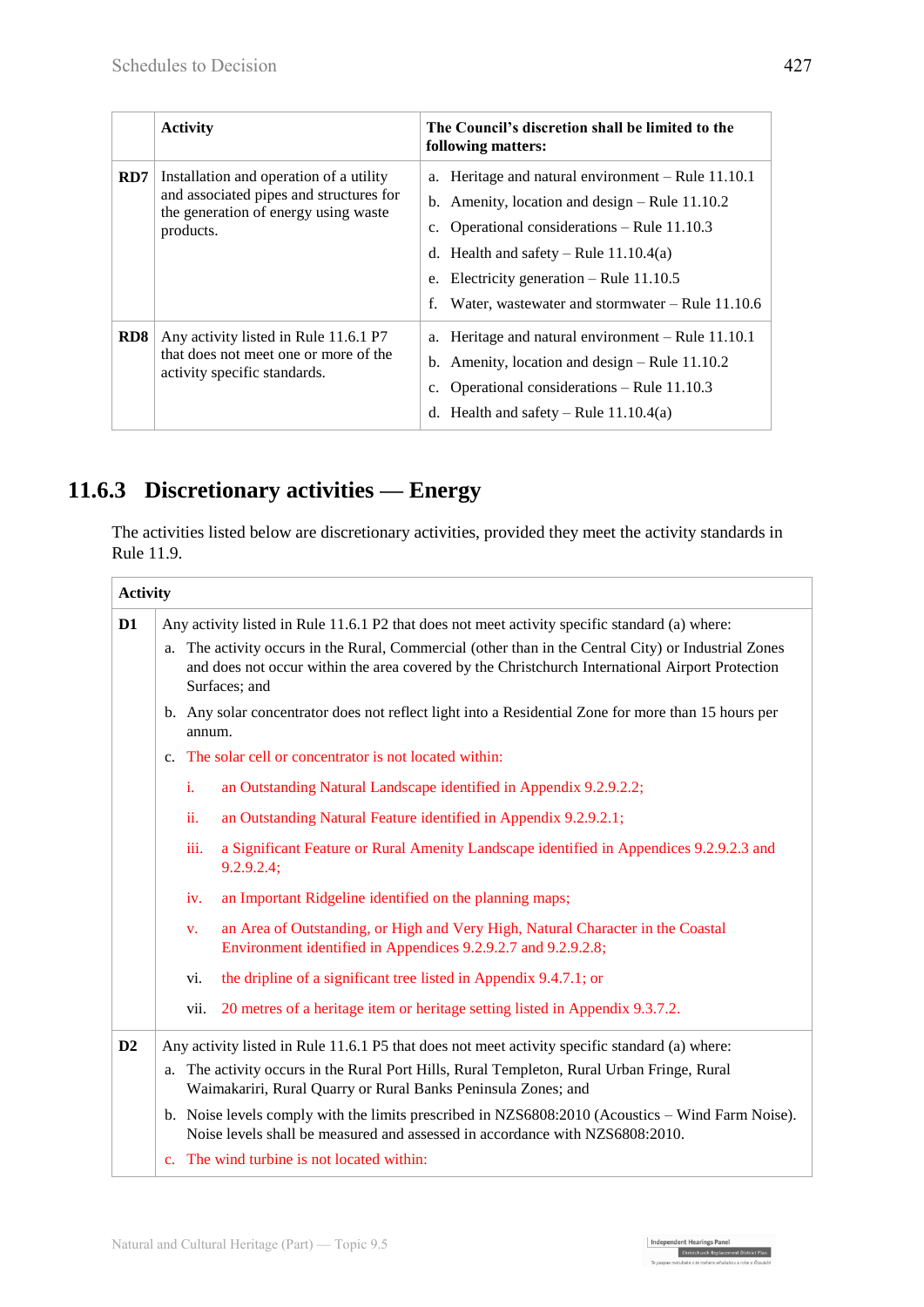| | Activity | The Council's discretion shall be limited to the following matters: |
|---|---|---|
| **RD7** | Installation and operation of a utility and associated pipes and structures for the generation of energy using waste products. | a. Heritage and natural environment – Rule 11.10.1<br>b. Amenity, location and design – Rule 11.10.2<br>c. Operational considerations – Rule 11.10.3<br>d. Health and safety – Rule 11.10.4(a)<br>e. Electricity generation – Rule 11.10.5<br>f. Water, wastewater and stormwater – Rule 11.10.6 |
| **RD8** | Any activity listed in Rule 11.6.1 P7 that does not meet one or more of the activity specific standards. | a. Heritage and natural environment – Rule 11.10.1<br>b. Amenity, location and design – Rule 11.10.2<br>c. Operational considerations – Rule 11.10.3<br>d. Health and safety – Rule 11.10.4(a) |

## 11.6.3 Discretionary activities — Energy

The activities listed below are discretionary activities, provided they meet the activity standards in Rule 11.9.

| | Activity |
|---|---|
| **D1** | Any activity listed in Rule 11.6.1 P2 that does not meet activity specific standard (a) where:<br>a. The activity occurs in the Rural, Commercial (other than in the Central City) or Industrial Zones and does not occur within the area covered by the Christchurch International Airport Protection Surfaces; and<br>b. Any solar concentrator does not reflect light into a Residential Zone for more than 15 hours per annum.<br>c. The solar cell or concentrator is not located within:<br>i. an Outstanding Natural Landscape identified in Appendix 9.2.9.2.2;<br>ii. an Outstanding Natural Feature identified in Appendix 9.2.9.2.1;<br>iii. a Significant Feature or Rural Amenity Landscape identified in Appendices 9.2.9.2.3 and 9.2.9.2.4;<br>iv. an Important Ridgeline identified on the planning maps;<br>v. an Area of Outstanding, or High and Very High, Natural Character in the Coastal Environment identified in Appendices 9.2.9.2.7 and 9.2.9.2.8;<br>vi. the dripline of a significant tree listed in Appendix 9.4.7.1; or<br>vii. 20 metres of a heritage item or heritage setting listed in Appendix 9.3.7.2. |
| **D2** | Any activity listed in Rule 11.6.1 P5 that does not meet activity specific standard (a) where:<br>a. The activity occurs in the Rural Port Hills, Rural Templeton, Rural Urban Fringe, Rural Waimakariri, Rural Quarry or Rural Banks Peninsula Zones; and<br>b. Noise levels comply with the limits prescribed in NZS6808:2010 (Acoustics – Wind Farm Noise). Noise levels shall be measured and assessed in accordance with NZS6808:2010.<br>c. The wind turbine is not located within: |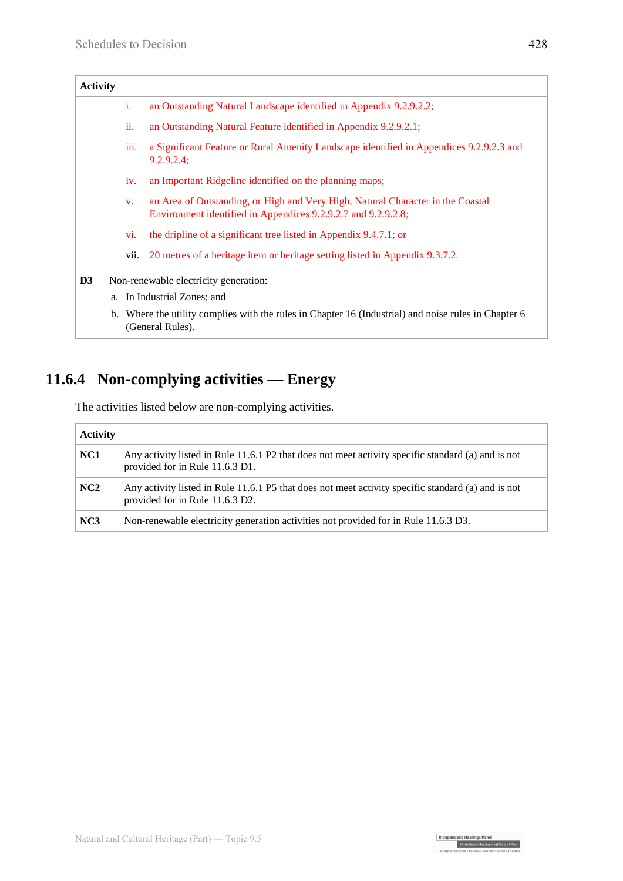| Activity | |
|---|---|
| | i. an Outstanding Natural Landscape identified in Appendix 9.2.9.2.2;<br>ii. an Outstanding Natural Feature identified in Appendix 9.2.9.2.1;<br>iii. a Significant Feature or Rural Amenity Landscape identified in Appendices 9.2.9.2.3 and 9.2.9.2.4;<br>iv. an Important Ridgeline identified on the planning maps;<br>v. an Area of Outstanding, or High and Very High, Natural Character in the Coastal Environment identified in Appendices 9.2.9.2.7 and 9.2.9.2.8;<br>vi. the dripline of a significant tree listed in Appendix 9.4.7.1; or<br>vii. 20 metres of a heritage item or heritage setting listed in Appendix 9.3.7.2. |
| **D3** | Non-renewable electricity generation:<br>a. In Industrial Zones; and<br>b. Where the utility complies with the rules in Chapter 16 (Industrial) and noise rules in Chapter 6 (General Rules). |

## 11.6.4 Non-complying activities — Energy

The activities listed below are non-complying activities.

| Activity | |
|---|---|
| **NC1** | Any activity listed in Rule 11.6.1 P2 that does not meet activity specific standard (a) and is not provided for in Rule 11.6.3 D1. |
| **NC2** | Any activity listed in Rule 11.6.1 P5 that does not meet activity specific standard (a) and is not provided for in Rule 11.6.3 D2. |
| **NC3** | Non-renewable electricity generation activities not provided for in Rule 11.6.3 D3. |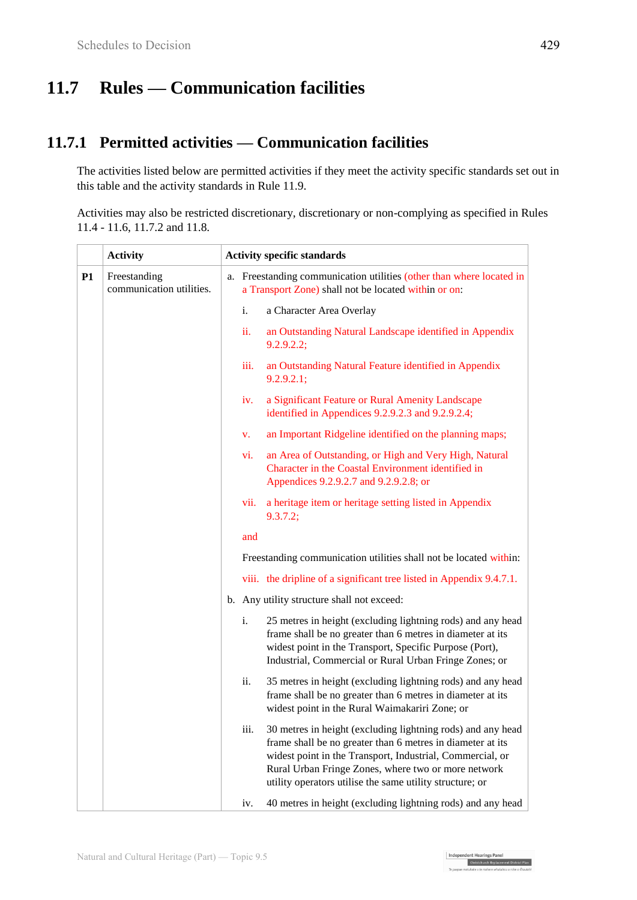## 11.7 Rules — Communication facilities

### 11.7.1 Permitted activities — Communication facilities

The activities listed below are permitted activities if they meet the activity specific standards set out in this table and the activity standards in Rule 11.9.

Activities may also be restricted discretionary, discretionary or non-complying as specified in Rules 11.4 - 11.6, 11.7.2 and 11.8.

| | Activity | Activity specific standards |
|---|---|---|
| P1 | Freestanding communication utilities. | a. Freestanding communication utilities (other than where located in a Transport Zone) shall not be located within or on:<br>i. a Character Area Overlay<br>ii. an Outstanding Natural Landscape identified in Appendix 9.2.9.2.2;<br>iii. an Outstanding Natural Feature identified in Appendix 9.2.9.2.1;<br>iv. a Significant Feature or Rural Amenity Landscape identified in Appendices 9.2.9.2.3 and 9.2.9.2.4;<br>v. an Important Ridgeline identified on the planning maps;<br>vi. an Area of Outstanding, or High and Very High, Natural Character in the Coastal Environment identified in Appendices 9.2.9.2.7 and 9.2.9.2.8; or<br>vii. a heritage item or heritage setting listed in Appendix 9.3.7.2;<br>and<br>Freestanding communication utilities shall not be located within:<br>viii. the dripline of a significant tree listed in Appendix 9.4.7.1.<br>b. Any utility structure shall not exceed:<br>i. 25 metres in height (excluding lightning rods) and any head frame shall be no greater than 6 metres in diameter at its widest point in the Transport, Specific Purpose (Port), Industrial, Commercial or Rural Urban Fringe Zones; or<br>ii. 35 metres in height (excluding lightning rods) and any head frame shall be no greater than 6 metres in diameter at its widest point in the Rural Waimakariri Zone; or<br>iii. 30 metres in height (excluding lightning rods) and any head frame shall be no greater than 6 metres in diameter at its widest point in the Transport, Industrial, Commercial, or Rural Urban Fringe Zones, where two or more network utility operators utilise the same utility structure; or<br>iv. 40 metres in height (excluding lightning rods) and any head |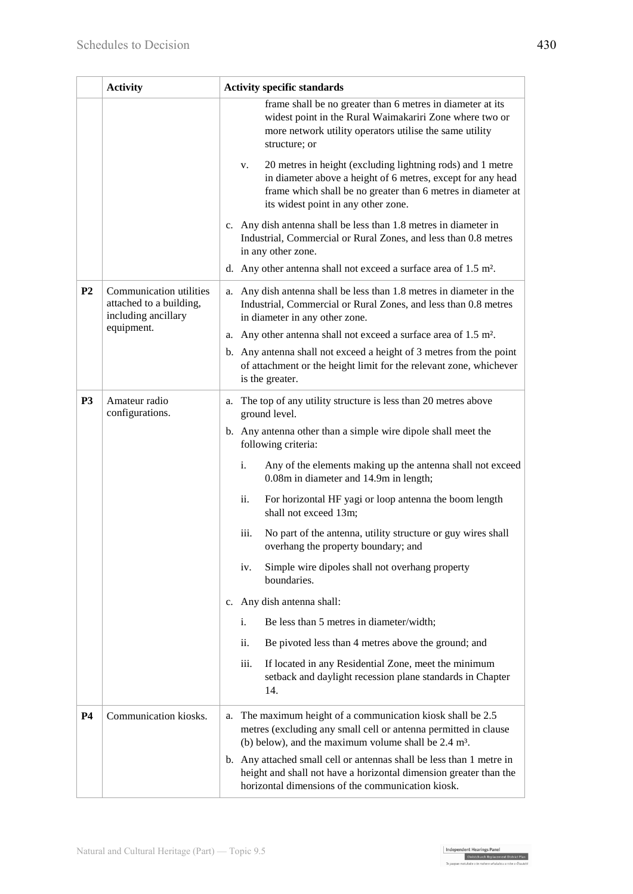| | Activity | Activity specific standards |
|---|---|---|
| | | frame shall be no greater than 6 metres in diameter at its widest point in the Rural Waimakariri Zone where two or more network utility operators utilise the same utility structure; or<br><br>v. 20 metres in height (excluding lightning rods) and 1 metre in diameter above a height of 6 metres, except for any head frame which shall be no greater than 6 metres in diameter at its widest point in any other zone.<br><br>c. Any dish antenna shall be less than 1.8 metres in diameter in Industrial, Commercial or Rural Zones, and less than 0.8 metres in any other zone.<br><br>d. Any other antenna shall not exceed a surface area of 1.5 m². |
| **P2** | Communication utilities attached to a building, including ancillary equipment. | a. Any dish antenna shall be less than 1.8 metres in diameter in the Industrial, Commercial or Rural Zones, and less than 0.8 metres in diameter in any other zone.<br><br>a. Any other antenna shall not exceed a surface area of 1.5 m².<br><br>b. Any antenna shall not exceed a height of 3 metres from the point of attachment or the height limit for the relevant zone, whichever is the greater. |
| **P3** | Amateur radio configurations. | a. The top of any utility structure is less than 20 metres above ground level.<br><br>b. Any antenna other than a simple wire dipole shall meet the following criteria:<br><br>i. Any of the elements making up the antenna shall not exceed 0.08m in diameter and 14.9m in length;<br><br>ii. For horizontal HF yagi or loop antenna the boom length shall not exceed 13m;<br><br>iii. No part of the antenna, utility structure or guy wires shall overhang the property boundary; and<br><br>iv. Simple wire dipoles shall not overhang property boundaries.<br><br>c. Any dish antenna shall:<br><br>i. Be less than 5 metres in diameter/width;<br><br>ii. Be pivoted less than 4 metres above the ground; and<br><br>iii. If located in any Residential Zone, meet the minimum setback and daylight recession plane standards in Chapter 14. |
| **P4** | Communication kiosks. | a. The maximum height of a communication kiosk shall be 2.5 metres (excluding any small cell or antenna permitted in clause (b) below), and the maximum volume shall be 2.4 m³.<br><br>b. Any attached small cell or antennas shall be less than 1 metre in height and shall not have a horizontal dimension greater than the horizontal dimensions of the communication kiosk. |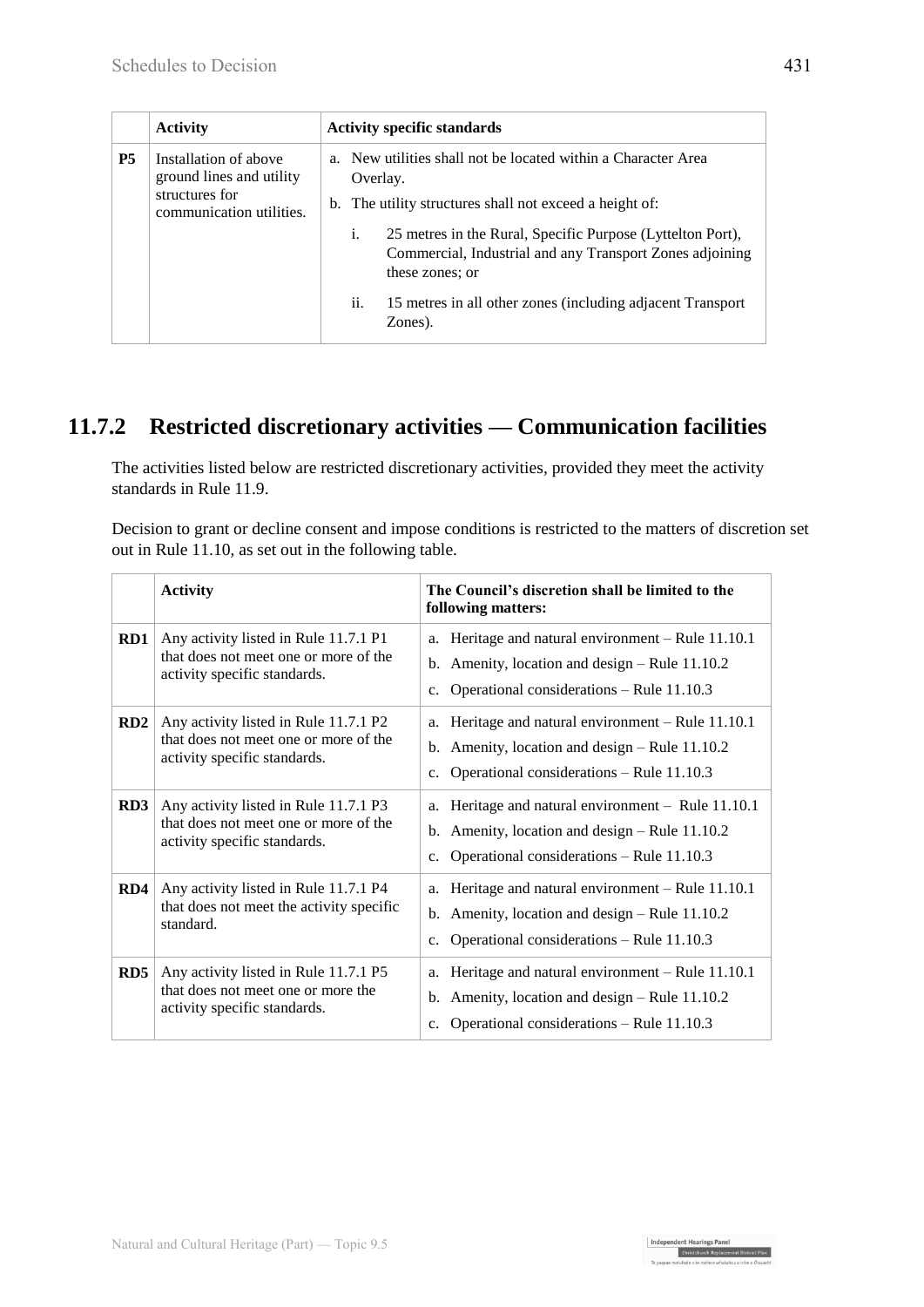|  | Activity | Activity specific standards |
|---|---|---|
| P5 | Installation of above ground lines and utility structures for communication utilities. | a. New utilities shall not be located within a Character Area Overlay.<br>b. The utility structures shall not exceed a height of:<br>i. 25 metres in the Rural, Specific Purpose (Lyttelton Port), Commercial, Industrial and any Transport Zones adjoining these zones; or<br>ii. 15 metres in all other zones (including adjacent Transport Zones). |

## 11.7.2 Restricted discretionary activities — Communication facilities

The activities listed below are restricted discretionary activities, provided they meet the activity standards in Rule 11.9.

Decision to grant or decline consent and impose conditions is restricted to the matters of discretion set out in Rule 11.10, as set out in the following table.

|  | Activity | The Council's discretion shall be limited to the following matters: |
|---|---|---|
| RD1 | Any activity listed in Rule 11.7.1 P1 that does not meet one or more of the activity specific standards. | a. Heritage and natural environment – Rule 11.10.1<br>b. Amenity, location and design – Rule 11.10.2<br>c. Operational considerations – Rule 11.10.3 |
| RD2 | Any activity listed in Rule 11.7.1 P2 that does not meet one or more of the activity specific standards. | a. Heritage and natural environment – Rule 11.10.1<br>b. Amenity, location and design – Rule 11.10.2<br>c. Operational considerations – Rule 11.10.3 |
| RD3 | Any activity listed in Rule 11.7.1 P3 that does not meet one or more of the activity specific standards. | a. Heritage and natural environment – Rule 11.10.1<br>b. Amenity, location and design – Rule 11.10.2<br>c. Operational considerations – Rule 11.10.3 |
| RD4 | Any activity listed in Rule 11.7.1 P4 that does not meet the activity specific standard. | a. Heritage and natural environment – Rule 11.10.1<br>b. Amenity, location and design – Rule 11.10.2<br>c. Operational considerations – Rule 11.10.3 |
| RD5 | Any activity listed in Rule 11.7.1 P5 that does not meet one or more the activity specific standards. | a. Heritage and natural environment – Rule 11.10.1<br>b. Amenity, location and design – Rule 11.10.2<br>c. Operational considerations – Rule 11.10.3 |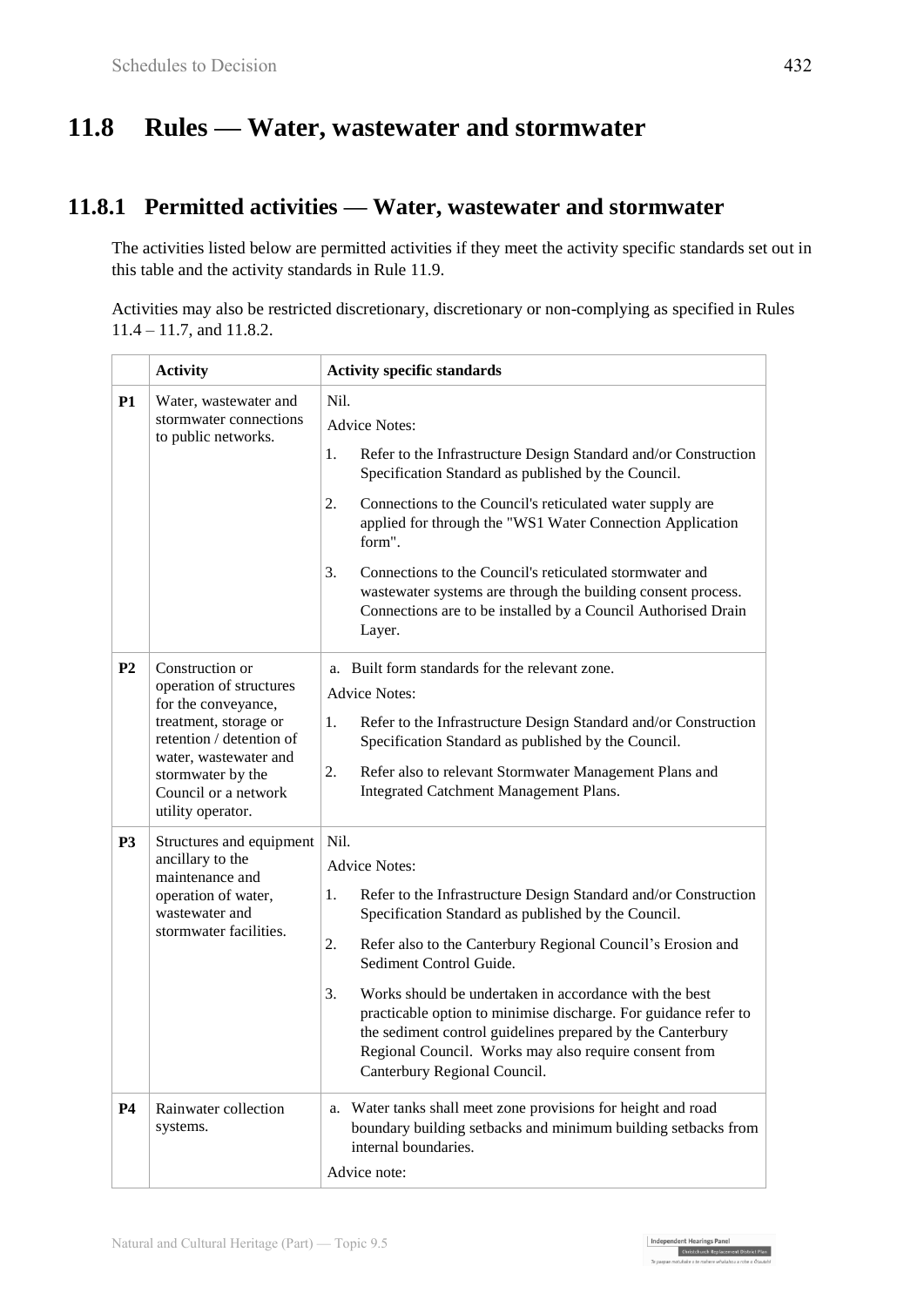## 11.8 Rules — Water, wastewater and stormwater

### 11.8.1 Permitted activities — Water, wastewater and stormwater

The activities listed below are permitted activities if they meet the activity specific standards set out in this table and the activity standards in Rule 11.9.

Activities may also be restricted discretionary, discretionary or non-complying as specified in Rules 11.4 – 11.7, and 11.8.2.

| | Activity | Activity specific standards |
|---|---|---|
| **P1** | Water, wastewater and stormwater connections to public networks. | Nil.<br>Advice Notes:<br>1. Refer to the Infrastructure Design Standard and/or Construction Specification Standard as published by the Council.<br>2. Connections to the Council's reticulated water supply are applied for through the "WS1 Water Connection Application form".<br>3. Connections to the Council's reticulated stormwater and wastewater systems are through the building consent process. Connections are to be installed by a Council Authorised Drain Layer. |
| **P2** | Construction or operation of structures for the conveyance, treatment, storage or retention / detention of water, wastewater and stormwater by the Council or a network utility operator. | a. Built form standards for the relevant zone.<br>Advice Notes:<br>1. Refer to the Infrastructure Design Standard and/or Construction Specification Standard as published by the Council.<br>2. Refer also to relevant Stormwater Management Plans and Integrated Catchment Management Plans. |
| **P3** | Structures and equipment ancillary to the maintenance and operation of water, wastewater and stormwater facilities. | Nil.<br>Advice Notes:<br>1. Refer to the Infrastructure Design Standard and/or Construction Specification Standard as published by the Council.<br>2. Refer also to the Canterbury Regional Council's Erosion and Sediment Control Guide.<br>3. Works should be undertaken in accordance with the best practicable option to minimise discharge. For guidance refer to the sediment control guidelines prepared by the Canterbury Regional Council. Works may also require consent from Canterbury Regional Council. |
| **P4** | Rainwater collection systems. | a. Water tanks shall meet zone provisions for height and road boundary building setbacks and minimum building setbacks from internal boundaries.<br>Advice note: |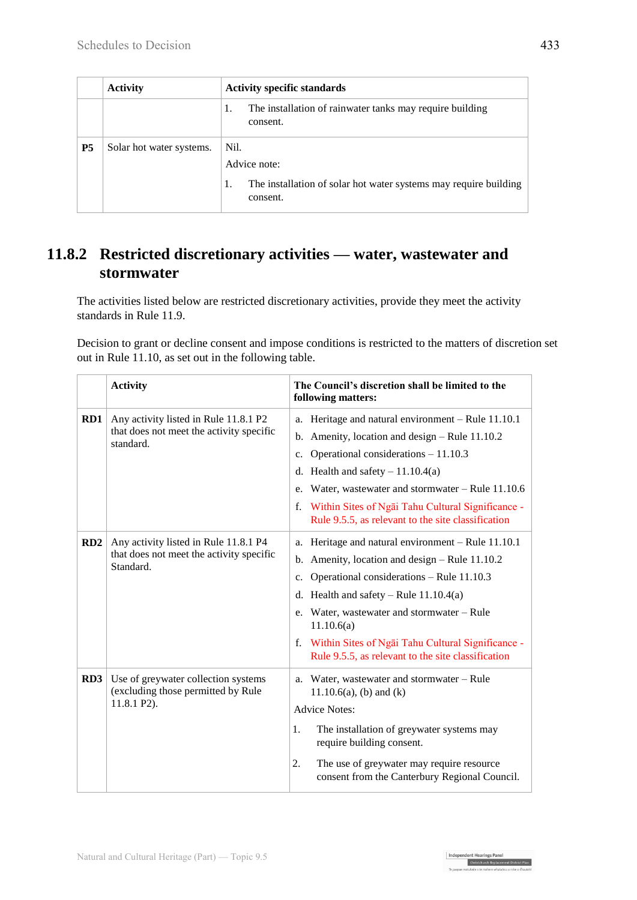| | Activity | Activity specific standards |
|---|---|---|
| | | 1. The installation of rainwater tanks may require building consent. |
| **P5** | Solar hot water systems. | Nil.<br>Advice note:<br>1. The installation of solar hot water systems may require building consent. |

## 11.8.2 Restricted discretionary activities — water, wastewater and stormwater

The activities listed below are restricted discretionary activities, provide they meet the activity standards in Rule 11.9.

Decision to grant or decline consent and impose conditions is restricted to the matters of discretion set out in Rule 11.10, as set out in the following table.

| | Activity | The Council's discretion shall be limited to the following matters: |
|---|---|---|
| **RD1** | Any activity listed in Rule 11.8.1 P2 that does not meet the activity specific standard. | a. Heritage and natural environment – Rule 11.10.1<br>b. Amenity, location and design – Rule 11.10.2<br>c. Operational considerations – 11.10.3<br>d. Health and safety – 11.10.4(a)<br>e. Water, wastewater and stormwater – Rule 11.10.6<br>f. Within Sites of Ngāi Tahu Cultural Significance - Rule 9.5.5, as relevant to the site classification |
| **RD2** | Any activity listed in Rule 11.8.1 P4 that does not meet the activity specific Standard. | a. Heritage and natural environment – Rule 11.10.1<br>b. Amenity, location and design – Rule 11.10.2<br>c. Operational considerations – Rule 11.10.3<br>d. Health and safety – Rule 11.10.4(a)<br>e. Water, wastewater and stormwater – Rule 11.10.6(a)<br>f. Within Sites of Ngāi Tahu Cultural Significance - Rule 9.5.5, as relevant to the site classification |
| **RD3** | Use of greywater collection systems (excluding those permitted by Rule 11.8.1 P2). | a. Water, wastewater and stormwater – Rule 11.10.6(a), (b) and (k)<br>Advice Notes:<br>1. The installation of greywater systems may require building consent.<br>2. The use of greywater may require resource consent from the Canterbury Regional Council. |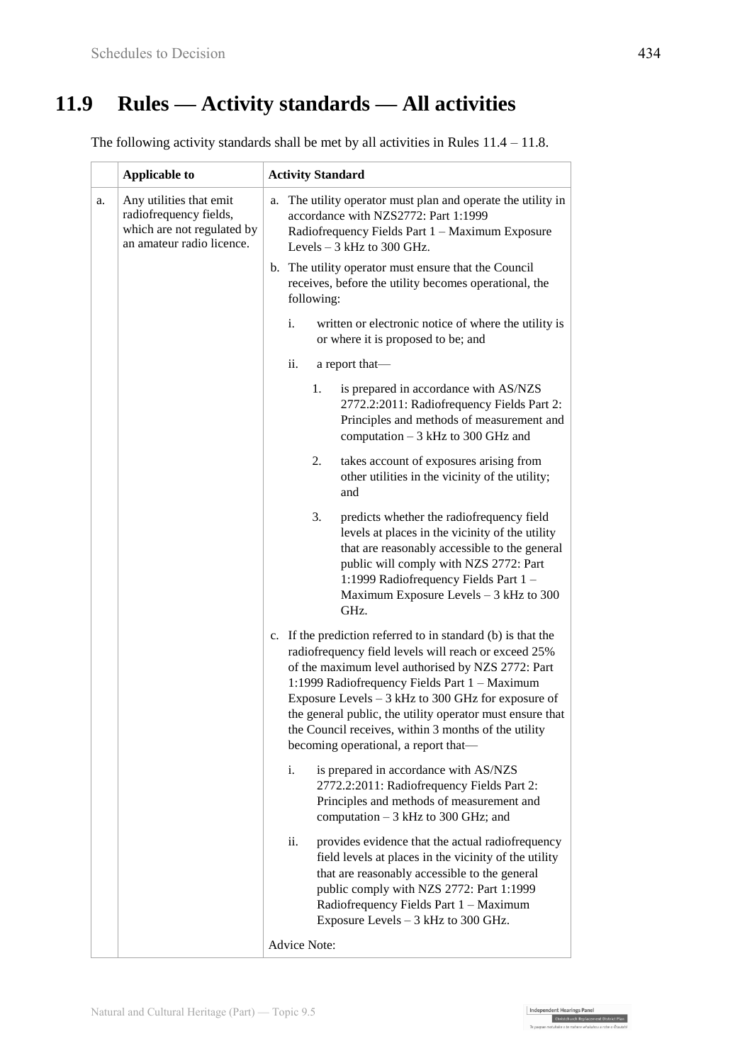## 11.9 Rules — Activity standards — All activities

The following activity standards shall be met by all activities in Rules 11.4 – 11.8.

| | Applicable to | Activity Standard |
|---|---|---|
| a. | Any utilities that emit radiofrequency fields, which are not regulated by an amateur radio licence. | a. The utility operator must plan and operate the utility in accordance with NZS2772: Part 1:1999 Radiofrequency Fields Part 1 – Maximum Exposure Levels – 3 kHz to 300 GHz.<br><br>b. The utility operator must ensure that the Council receives, before the utility becomes operational, the following:<br><br>i. written or electronic notice of where the utility is or where it is proposed to be; and<br><br>ii. a report that—<br><br>1. is prepared in accordance with AS/NZS 2772.2:2011: Radiofrequency Fields Part 2: Principles and methods of measurement and computation – 3 kHz to 300 GHz and<br><br>2. takes account of exposures arising from other utilities in the vicinity of the utility; and<br><br>3. predicts whether the radiofrequency field levels at places in the vicinity of the utility that are reasonably accessible to the general public will comply with NZS 2772: Part 1:1999 Radiofrequency Fields Part 1 – Maximum Exposure Levels – 3 kHz to 300 GHz.<br><br>c. If the prediction referred to in standard (b) is that the radiofrequency field levels will reach or exceed 25% of the maximum level authorised by NZS 2772: Part 1:1999 Radiofrequency Fields Part 1 – Maximum Exposure Levels – 3 kHz to 300 GHz for exposure of the general public, the utility operator must ensure that the Council receives, within 3 months of the utility becoming operational, a report that—<br><br>i. is prepared in accordance with AS/NZS 2772.2:2011: Radiofrequency Fields Part 2: Principles and methods of measurement and computation – 3 kHz to 300 GHz; and<br><br>ii. provides evidence that the actual radiofrequency field levels at places in the vicinity of the utility that are reasonably accessible to the general public comply with NZS 2772: Part 1:1999 Radiofrequency Fields Part 1 – Maximum Exposure Levels – 3 kHz to 300 GHz.<br><br>Advice Note: |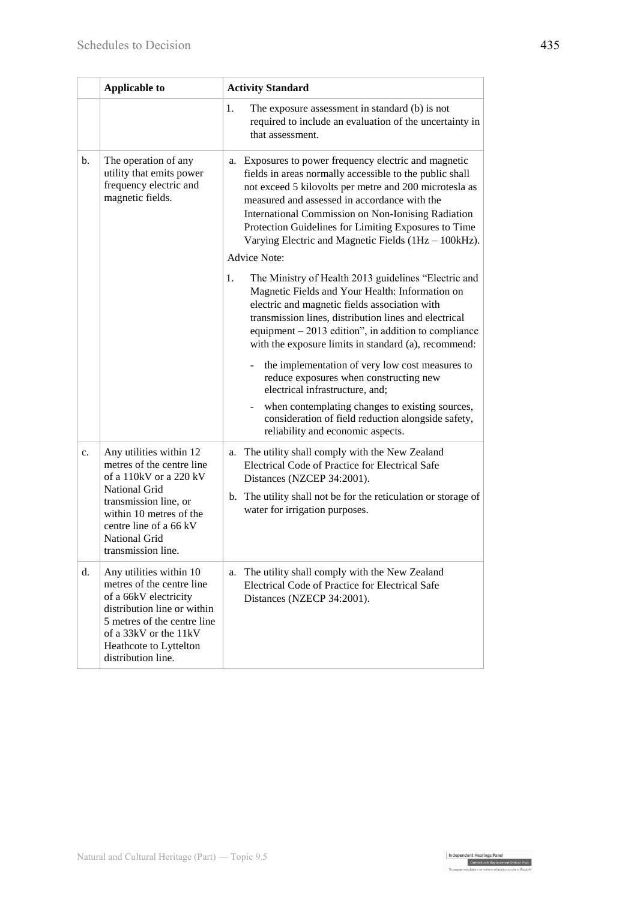|  | Applicable to | Activity Standard |
|---|---|---|
|  |  | 1. The exposure assessment in standard (b) is not required to include an evaluation of the uncertainty in that assessment. |
| b. | The operation of any utility that emits power frequency electric and magnetic fields. | a. Exposures to power frequency electric and magnetic fields in areas normally accessible to the public shall not exceed 5 kilovolts per metre and 200 microtesla as measured and assessed in accordance with the International Commission on Non-Ionising Radiation Protection Guidelines for Limiting Exposures to Time Varying Electric and Magnetic Fields (1Hz – 100kHz).<br><br>Advice Note:<br><br>1. The Ministry of Health 2013 guidelines "Electric and Magnetic Fields and Your Health: Information on electric and magnetic fields association with transmission lines, distribution lines and electrical equipment – 2013 edition", in addition to compliance with the exposure limits in standard (a), recommend:<br><br>- the implementation of very low cost measures to reduce exposures when constructing new electrical infrastructure, and;<br>- when contemplating changes to existing sources, consideration of field reduction alongside safety, reliability and economic aspects. |
| c. | Any utilities within 12 metres of the centre line of a 110kV or a 220 kV National Grid transmission line, or within 10 metres of the centre line of a 66 kV National Grid transmission line. | a. The utility shall comply with the New Zealand Electrical Code of Practice for Electrical Safe Distances (NZCEP 34:2001).<br><br>b. The utility shall not be for the reticulation or storage of water for irrigation purposes. |
| d. | Any utilities within 10 metres of the centre line of a 66kV electricity distribution line or within 5 metres of the centre line of a 33kV or the 11kV Heathcote to Lyttelton distribution line. | a. The utility shall comply with the New Zealand Electrical Code of Practice for Electrical Safe Distances (NZECP 34:2001). |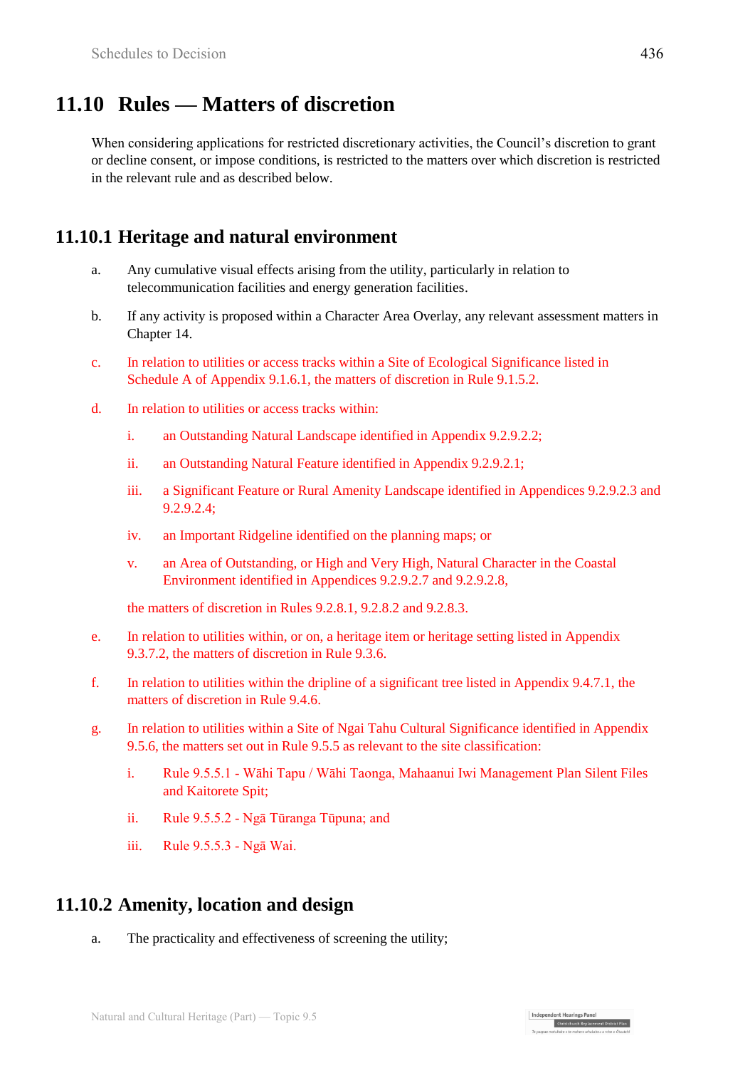## 11.10 Rules — Matters of discretion

When considering applications for restricted discretionary activities, the Council's discretion to grant or decline consent, or impose conditions, is restricted to the matters over which discretion is restricted in the relevant rule and as described below.

### 11.10.1 Heritage and natural environment

a. Any cumulative visual effects arising from the utility, particularly in relation to telecommunication facilities and energy generation facilities.

b. If any activity is proposed within a Character Area Overlay, any relevant assessment matters in Chapter 14.

c. In relation to utilities or access tracks within a Site of Ecological Significance listed in Schedule A of Appendix 9.1.6.1, the matters of discretion in Rule 9.1.5.2.

d. In relation to utilities or access tracks within:

   i. an Outstanding Natural Landscape identified in Appendix 9.2.9.2.2;

   ii. an Outstanding Natural Feature identified in Appendix 9.2.9.2.1;

   iii. a Significant Feature or Rural Amenity Landscape identified in Appendices 9.2.9.2.3 and 9.2.9.2.4;

   iv. an Important Ridgeline identified on the planning maps; or

   v. an Area of Outstanding, or High and Very High, Natural Character in the Coastal Environment identified in Appendices 9.2.9.2.7 and 9.2.9.2.8,

   the matters of discretion in Rules 9.2.8.1, 9.2.8.2 and 9.2.8.3.

e. In relation to utilities within, or on, a heritage item or heritage setting listed in Appendix 9.3.7.2, the matters of discretion in Rule 9.3.6.

f. In relation to utilities within the dripline of a significant tree listed in Appendix 9.4.7.1, the matters of discretion in Rule 9.4.6.

g. In relation to utilities within a Site of Ngai Tahu Cultural Significance identified in Appendix 9.5.6, the matters set out in Rule 9.5.5 as relevant to the site classification:

   i. Rule 9.5.5.1 - Wāhi Tapu / Wāhi Taonga, Mahaanui Iwi Management Plan Silent Files and Kaitorete Spit;

   ii. Rule 9.5.5.2 - Ngā Tūranga Tūpuna; and

   iii. Rule 9.5.5.3 - Ngā Wai.

### 11.10.2 Amenity, location and design

a. The practicality and effectiveness of screening the utility;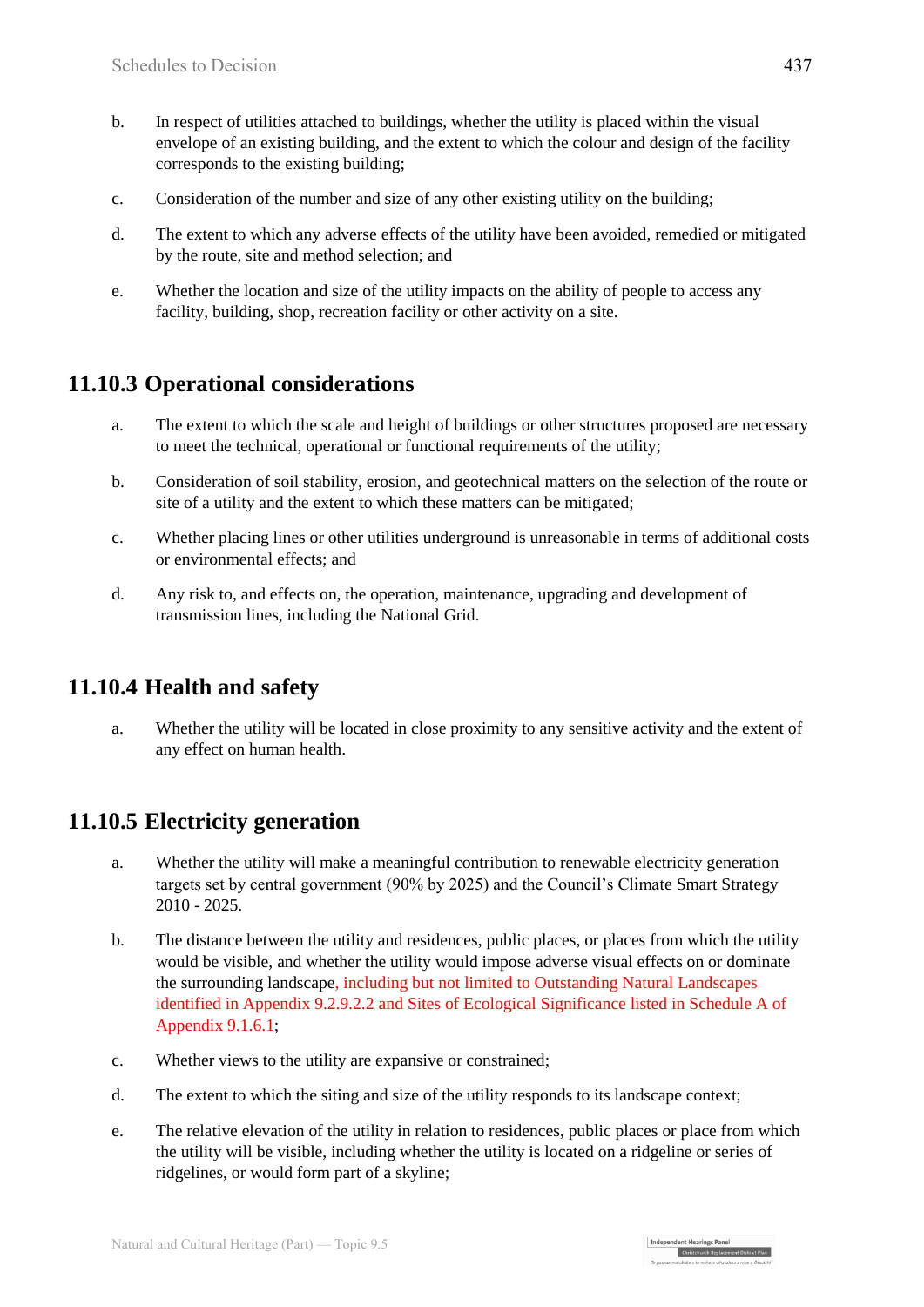b. In respect of utilities attached to buildings, whether the utility is placed within the visual envelope of an existing building, and the extent to which the colour and design of the facility corresponds to the existing building;

c. Consideration of the number and size of any other existing utility on the building;

d. The extent to which any adverse effects of the utility have been avoided, remedied or mitigated by the route, site and method selection; and

e. Whether the location and size of the utility impacts on the ability of people to access any facility, building, shop, recreation facility or other activity on a site.

## 11.10.3 Operational considerations

a. The extent to which the scale and height of buildings or other structures proposed are necessary to meet the technical, operational or functional requirements of the utility;

b. Consideration of soil stability, erosion, and geotechnical matters on the selection of the route or site of a utility and the extent to which these matters can be mitigated;

c. Whether placing lines or other utilities underground is unreasonable in terms of additional costs or environmental effects; and

d. Any risk to, and effects on, the operation, maintenance, upgrading and development of transmission lines, including the National Grid.

## 11.10.4 Health and safety

a. Whether the utility will be located in close proximity to any sensitive activity and the extent of any effect on human health.

## 11.10.5 Electricity generation

a. Whether the utility will make a meaningful contribution to renewable electricity generation targets set by central government (90% by 2025) and the Council's Climate Smart Strategy 2010 - 2025.

b. The distance between the utility and residences, public places, or places from which the utility would be visible, and whether the utility would impose adverse visual effects on or dominate the surrounding landscape, including but not limited to Outstanding Natural Landscapes identified in Appendix 9.2.9.2.2 and Sites of Ecological Significance listed in Schedule A of Appendix 9.1.6.1;

c. Whether views to the utility are expansive or constrained;

d. The extent to which the siting and size of the utility responds to its landscape context;

e. The relative elevation of the utility in relation to residences, public places or place from which the utility will be visible, including whether the utility is located on a ridgeline or series of ridgelines, or would form part of a skyline;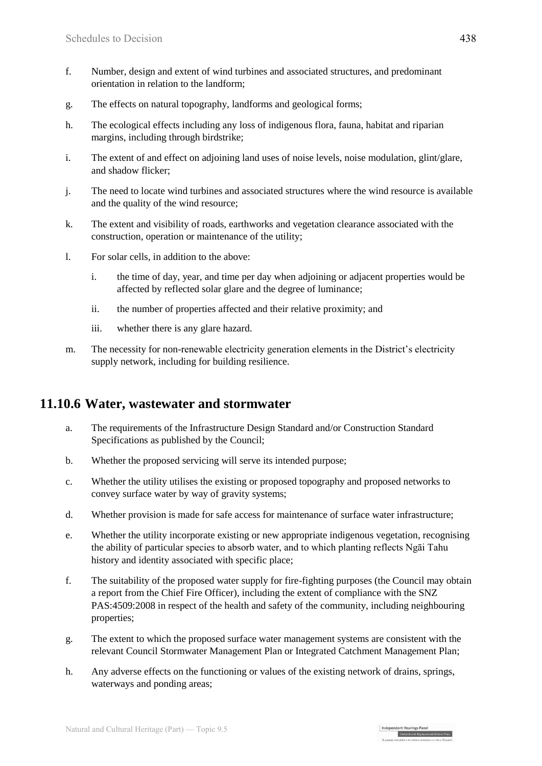f. Number, design and extent of wind turbines and associated structures, and predominant orientation in relation to the landform;

g. The effects on natural topography, landforms and geological forms;

h. The ecological effects including any loss of indigenous flora, fauna, habitat and riparian margins, including through birdstrike;

i. The extent of and effect on adjoining land uses of noise levels, noise modulation, glint/glare, and shadow flicker;

j. The need to locate wind turbines and associated structures where the wind resource is available and the quality of the wind resource;

k. The extent and visibility of roads, earthworks and vegetation clearance associated with the construction, operation or maintenance of the utility;

l. For solar cells, in addition to the above:

   i. the time of day, year, and time per day when adjoining or adjacent properties would be affected by reflected solar glare and the degree of luminance;

   ii. the number of properties affected and their relative proximity; and

   iii. whether there is any glare hazard.

m. The necessity for non-renewable electricity generation elements in the District's electricity supply network, including for building resilience.

## 11.10.6 Water, wastewater and stormwater

a. The requirements of the Infrastructure Design Standard and/or Construction Standard Specifications as published by the Council;

b. Whether the proposed servicing will serve its intended purpose;

c. Whether the utility utilises the existing or proposed topography and proposed networks to convey surface water by way of gravity systems;

d. Whether provision is made for safe access for maintenance of surface water infrastructure;

e. Whether the utility incorporate existing or new appropriate indigenous vegetation, recognising the ability of particular species to absorb water, and to which planting reflects Ngāi Tahu history and identity associated with specific place;

f. The suitability of the proposed water supply for fire-fighting purposes (the Council may obtain a report from the Chief Fire Officer), including the extent of compliance with the SNZ PAS:4509:2008 in respect of the health and safety of the community, including neighbouring properties;

g. The extent to which the proposed surface water management systems are consistent with the relevant Council Stormwater Management Plan or Integrated Catchment Management Plan;

h. Any adverse effects on the functioning or values of the existing network of drains, springs, waterways and ponding areas;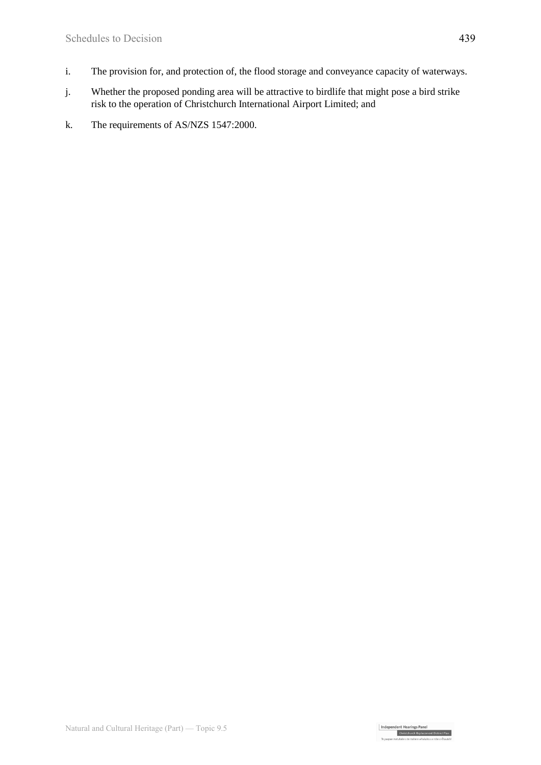i. The provision for, and protection of, the flood storage and conveyance capacity of waterways.

j. Whether the proposed ponding area will be attractive to birdlife that might pose a bird strike risk to the operation of Christchurch International Airport Limited; and

k. The requirements of AS/NZS 1547:2000.